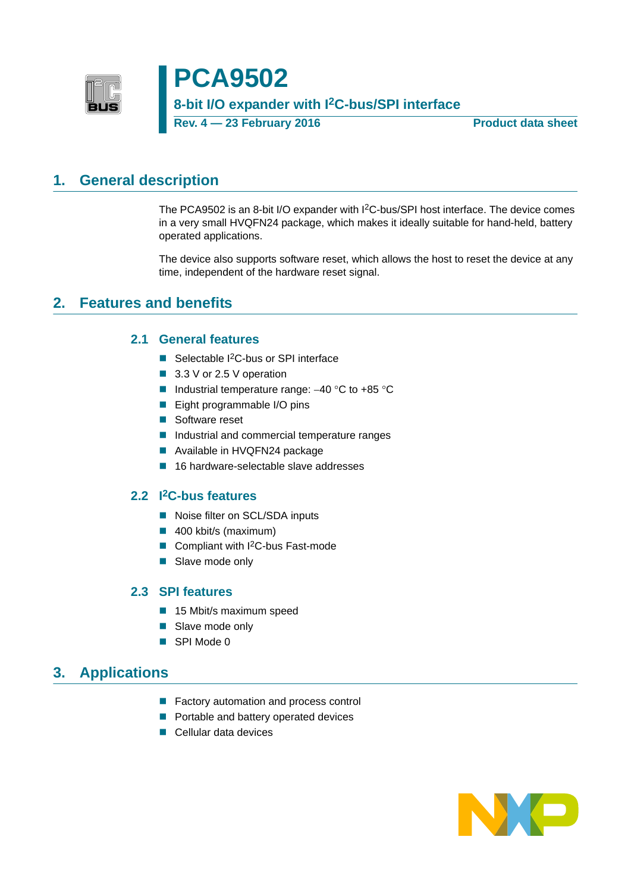# PCA9502

## 8-bit I/O expander with I²C-bus/SPI interface

**Rev. 4 — 23 February 2016** — **Product data sheet**

## 1. General description

The PCA9502 is an 8-bit I/O expander with I²C-bus/SPI host interface. The device comes in a very small HVQFN24 package, which makes it ideally suitable for hand-held, battery operated applications.

The device also supports software reset, which allows the host to reset the device at any time, independent of the hardware reset signal.

## 2. Features and benefits

### 2.1 General features

- Selectable I²C-bus or SPI interface
- 3.3 V or 2.5 V operation
- Industrial temperature range: –40 °C to +85 °C
- Eight programmable I/O pins
- Software reset
- Industrial and commercial temperature ranges
- Available in HVQFN24 package
- 16 hardware-selectable slave addresses

### 2.2 I²C-bus features

- Noise filter on SCL/SDA inputs
- 400 kbit/s (maximum)
- Compliant with I²C-bus Fast-mode
- Slave mode only

### 2.3 SPI features

- 15 Mbit/s maximum speed
- Slave mode only
- SPI Mode 0

## 3. Applications

- Factory automation and process control
- Portable and battery operated devices
- Cellular data devices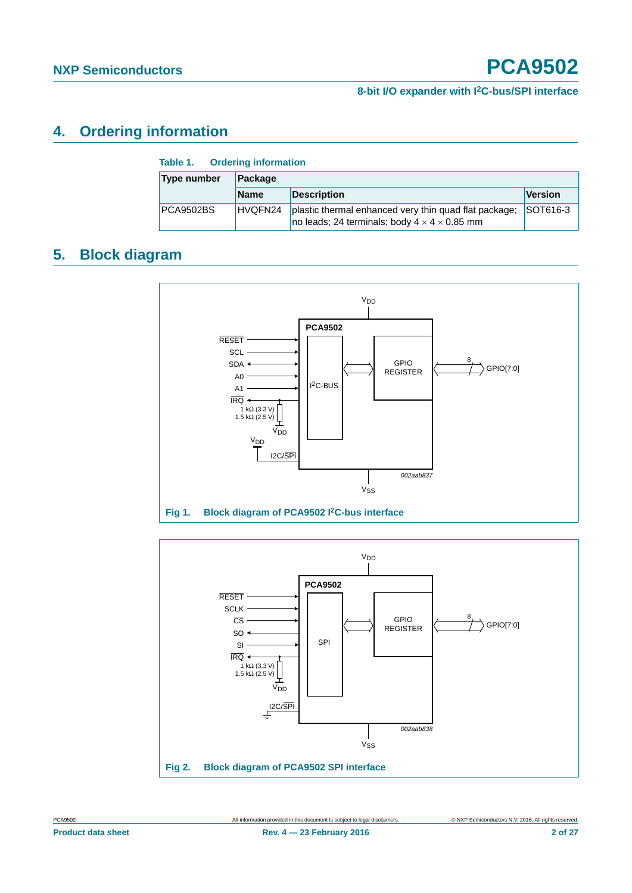## 4. Ordering information

**Table 1. Ordering information**

| Type number | Package | | |
|---|---|---|---|
| | Name | Description | Version |
| PCA9502BS | HVQFN24 | plastic thermal enhanced very thin quad flat package; no leads; 24 terminals; body 4 × 4 × 0.85 mm | SOT616-3 |

## 5. Block diagram

Fig 1. Block diagram of PCA9502 $I^2C$-bus interface

Fig 2. Block diagram of PCA9502 SPI interface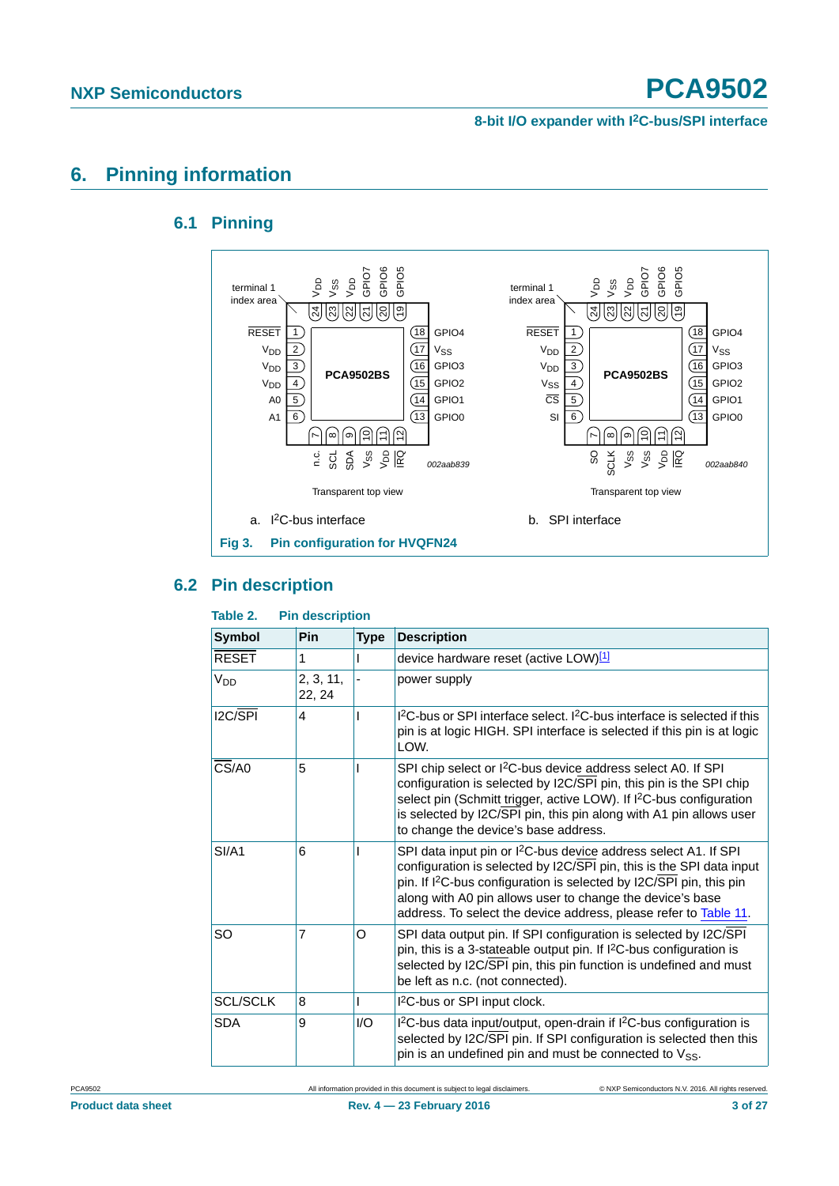## 6. Pinning information

### 6.1 Pinning

a. $I^2C$-bus interface

b. SPI interface

**Fig 3. Pin configuration for HVQFN24**

### 6.2 Pin description

**Table 2. Pin description**

| Symbol | Pin | Type | Description |
|---|---|---|---|
| $\overline{RESET}$ | 1 | I | device hardware reset (active LOW)[1] |
| $V_{DD}$ | 2, 3, 11, 22, 24 | - | power supply |
| I2C/$\overline{SPI}$ | 4 | I | $I^2C$-bus or SPI interface select. $I^2C$-bus interface is selected if this pin is at logic HIGH. SPI interface is selected if this pin is at logic LOW. |
| $\overline{CS}$/A0 | 5 | I | SPI chip select or $I^2C$-bus device address select A0. If SPI configuration is selected by I2C/$\overline{SPI}$ pin, this pin is the SPI chip select pin (Schmitt trigger, active LOW). If $I^2C$-bus configuration is selected by I2C/$\overline{SPI}$ pin, this pin along with A1 pin allows user to change the device's base address. |
| SI/A1 | 6 | I | SPI data input pin or $I^2C$-bus device address select A1. If SPI configuration is selected by I2C/$\overline{SPI}$ pin, this is the SPI data input pin. If $I^2C$-bus configuration is selected by I2C/$\overline{SPI}$ pin, this pin along with A0 pin allows user to change the device's base address. To select the device address, please refer to Table 11. |
| SO | 7 | O | SPI data output pin. If SPI configuration is selected by I2C/$\overline{SPI}$ pin, this is a 3-stateable output pin. If $I^2C$-bus configuration is selected by I2C/$\overline{SPI}$ pin, this pin function is undefined and must be left as n.c. (not connected). |
| SCL/SCLK | 8 | I | $I^2C$-bus or SPI input clock. |
| SDA | 9 | I/O | $I^2C$-bus data input/output, open-drain if $I^2C$-bus configuration is selected by I2C/$\overline{SPI}$ pin. If SPI configuration is selected then this pin is an undefined pin and must be connected to $V_{SS}$. |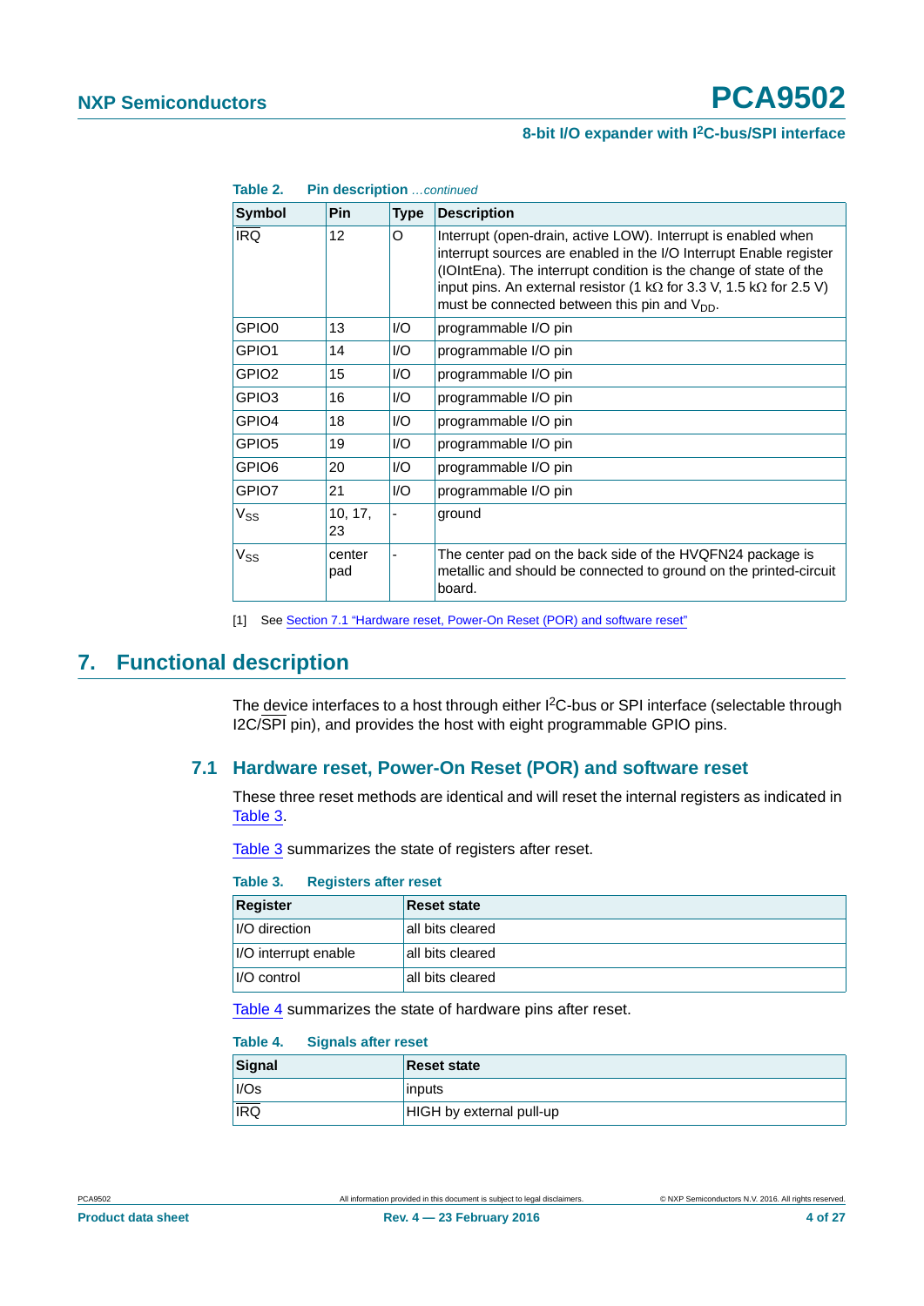**Table 2. Pin description** *...continued*

| Symbol | Pin | Type | Description |
|---|---|---|---|
| $\overline{IRQ}$ | 12 | O | Interrupt (open-drain, active LOW). Interrupt is enabled when interrupt sources are enabled in the I/O Interrupt Enable register (IOIntEna). The interrupt condition is the change of state of the input pins. An external resistor (1 kΩ for 3.3 V, 1.5 kΩ for 2.5 V) must be connected between this pin and $V_{DD}$. |
| GPIO0 | 13 | I/O | programmable I/O pin |
| GPIO1 | 14 | I/O | programmable I/O pin |
| GPIO2 | 15 | I/O | programmable I/O pin |
| GPIO3 | 16 | I/O | programmable I/O pin |
| GPIO4 | 18 | I/O | programmable I/O pin |
| GPIO5 | 19 | I/O | programmable I/O pin |
| GPIO6 | 20 | I/O | programmable I/O pin |
| GPIO7 | 21 | I/O | programmable I/O pin |
| $V_{SS}$ | 10, 17, 23 | - | ground |
| $V_{SS}$ | center pad | - | The center pad on the back side of the HVQFN24 package is metallic and should be connected to ground on the printed-circuit board. |

[1] See Section 7.1 "Hardware reset, Power-On Reset (POR) and software reset"

# 7. Functional description

The device interfaces to a host through either I²C-bus or SPI interface (selectable through I2C/$\overline{SPI}$ pin), and provides the host with eight programmable GPIO pins.

## 7.1 Hardware reset, Power-On Reset (POR) and software reset

These three reset methods are identical and will reset the internal registers as indicated in Table 3.

Table 3 summarizes the state of registers after reset.

**Table 3. Registers after reset**

| Register | Reset state |
|---|---|
| I/O direction | all bits cleared |
| I/O interrupt enable | all bits cleared |
| I/O control | all bits cleared |

Table 4 summarizes the state of hardware pins after reset.

**Table 4. Signals after reset**

| Signal | Reset state |
|---|---|
| I/Os | inputs |
| $\overline{IRQ}$ | HIGH by external pull-up |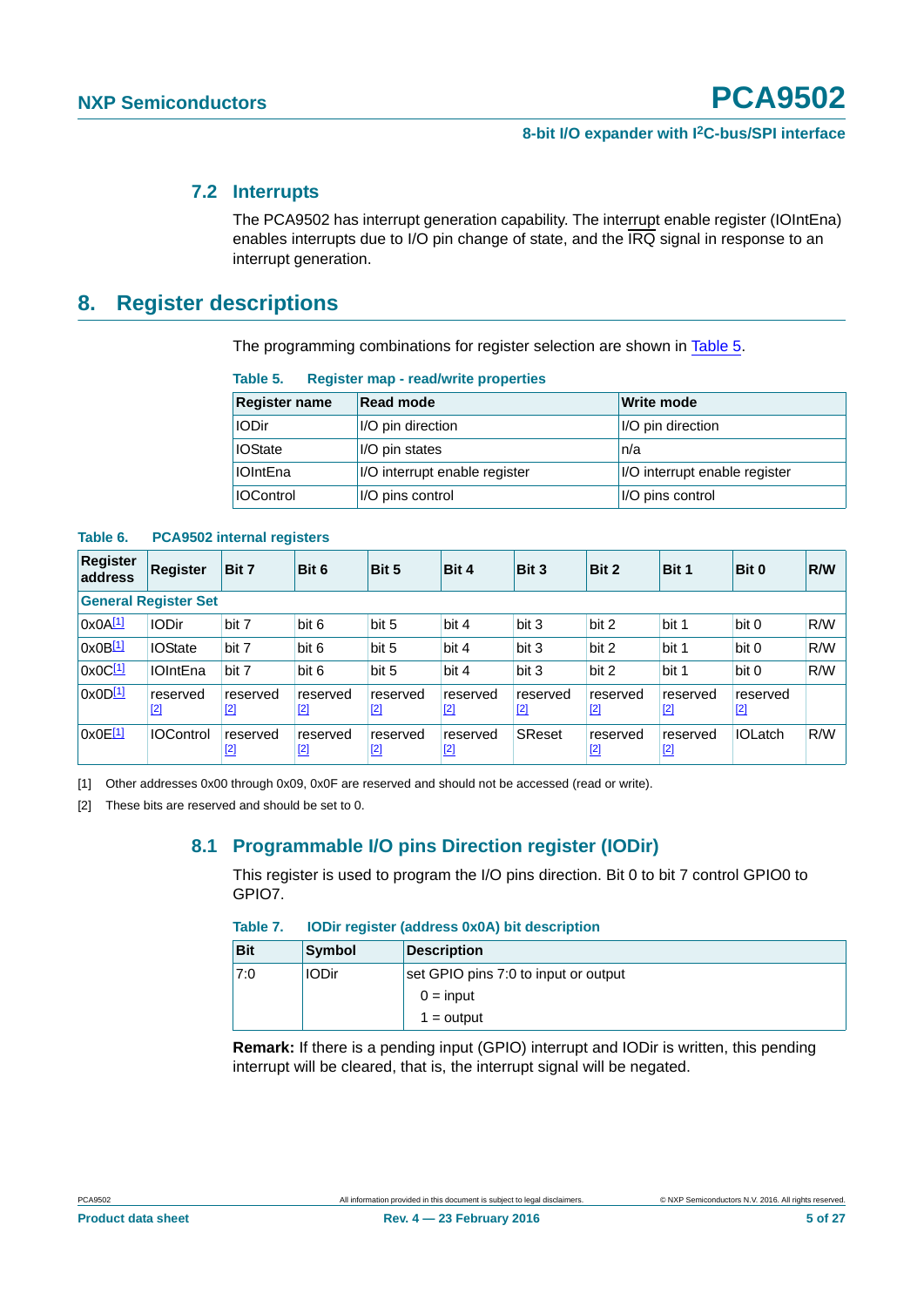### 7.2 Interrupts

The PCA9502 has interrupt generation capability. The interrupt enable register (IOIntEna) enables interrupts due to I/O pin change of state, and the $\overline{IRQ}$ signal in response to an interrupt generation.

## 8. Register descriptions

The programming combinations for register selection are shown in Table 5.

**Table 5. Register map - read/write properties**

| Register name | Read mode | Write mode |
|---|---|---|
| IODir | I/O pin direction | I/O pin direction |
| IOState | I/O pin states | n/a |
| IOIntEna | I/O interrupt enable register | I/O interrupt enable register |
| IOControl | I/O pins control | I/O pins control |

**Table 6. PCA9502 internal registers**

| Register address | Register | Bit 7 | Bit 6 | Bit 5 | Bit 4 | Bit 3 | Bit 2 | Bit 1 | Bit 0 | R/W |
|---|---|---|---|---|---|---|---|---|---|---|
| **General Register Set** | | | | | | | | | | |
| 0x0A[1] | IODir | bit 7 | bit 6 | bit 5 | bit 4 | bit 3 | bit 2 | bit 1 | bit 0 | R/W |
| 0x0B[1] | IOState | bit 7 | bit 6 | bit 5 | bit 4 | bit 3 | bit 2 | bit 1 | bit 0 | R/W |
| 0x0C[1] | IOIntEna | bit 7 | bit 6 | bit 5 | bit 4 | bit 3 | bit 2 | bit 1 | bit 0 | R/W |
| 0x0D[1] | reserved | reserved [2] | reserved [2] | reserved [2] | reserved [2] | reserved [2] | reserved [2] | reserved [2] | reserved [2] | |
| 0x0E[1] | IOControl | reserved [2] | reserved [2] | reserved [2] | reserved [2] | SReset | reserved [2] | reserved [2] | IOLatch | R/W |

[1] Other addresses 0x00 through 0x09, 0x0F are reserved and should not be accessed (read or write).

[2] These bits are reserved and should be set to 0.

### 8.1 Programmable I/O pins Direction register (IODir)

This register is used to program the I/O pins direction. Bit 0 to bit 7 control GPIO0 to GPIO7.

**Table 7. IODir register (address 0x0A) bit description**

| Bit | Symbol | Description |
|---|---|---|
| 7:0 | IODir | set GPIO pins 7:0 to input or output<br>0 = input<br>1 = output |

**Remark:** If there is a pending input (GPIO) interrupt and IODir is written, this pending interrupt will be cleared, that is, the interrupt signal will be negated.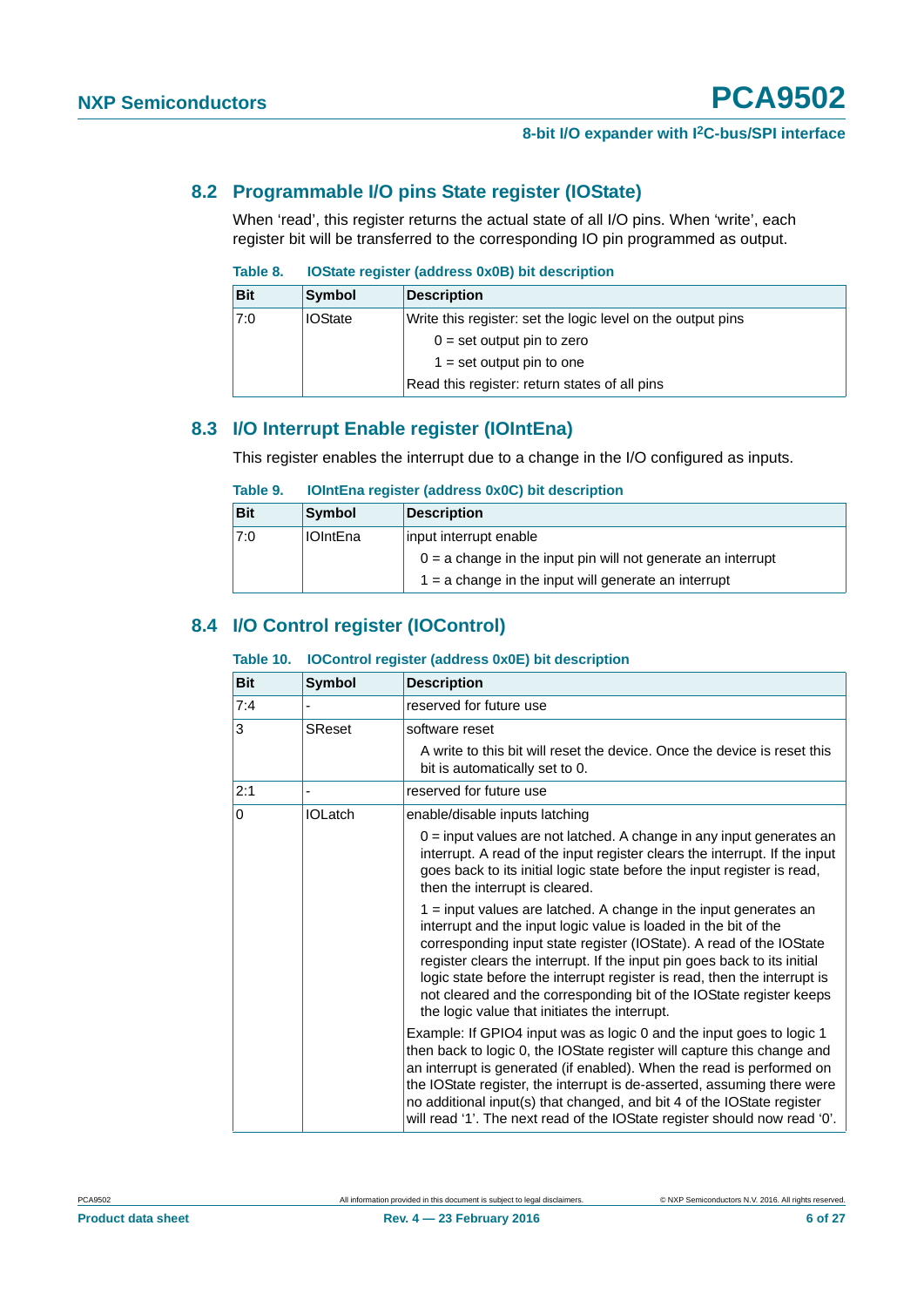## 8.2 Programmable I/O pins State register (IOState)

When 'read', this register returns the actual state of all I/O pins. When 'write', each register bit will be transferred to the corresponding IO pin programmed as output.

**Table 8. IOState register (address 0x0B) bit description**

| Bit | Symbol | Description |
|---|---|---|
| 7:0 | IOState | Write this register: set the logic level on the output pins<br>0 = set output pin to zero<br>1 = set output pin to one<br>Read this register: return states of all pins |

## 8.3 I/O Interrupt Enable register (IOIntEna)

This register enables the interrupt due to a change in the I/O configured as inputs.

**Table 9. IOIntEna register (address 0x0C) bit description**

| Bit | Symbol | Description |
|---|---|---|
| 7:0 | IOIntEna | input interrupt enable<br>0 = a change in the input pin will not generate an interrupt<br>1 = a change in the input will generate an interrupt |

## 8.4 I/O Control register (IOControl)

**Table 10. IOControl register (address 0x0E) bit description**

| Bit | Symbol | Description |
|---|---|---|
| 7:4 | - | reserved for future use |
| 3 | SReset | software reset<br>A write to this bit will reset the device. Once the device is reset this bit is automatically set to 0. |
| 2:1 | - | reserved for future use |
| 0 | IOLatch | enable/disable inputs latching<br>0 = input values are not latched. A change in any input generates an interrupt. A read of the input register clears the interrupt. If the input goes back to its initial logic state before the input register is read, then the interrupt is cleared.<br>1 = input values are latched. A change in the input generates an interrupt and the input logic value is loaded in the bit of the corresponding input state register (IOState). A read of the IOState register clears the interrupt. If the input pin goes back to its initial logic state before the interrupt register is read, then the interrupt is not cleared and the corresponding bit of the IOState register keeps the logic value that initiates the interrupt.<br>Example: If GPIO4 input was as logic 0 and the input goes to logic 1 then back to logic 0, the IOState register will capture this change and an interrupt is generated (if enabled). When the read is performed on the IOState register, the interrupt is de-asserted, assuming there were no additional input(s) that changed, and bit 4 of the IOState register will read '1'. The next read of the IOState register should now read '0'. |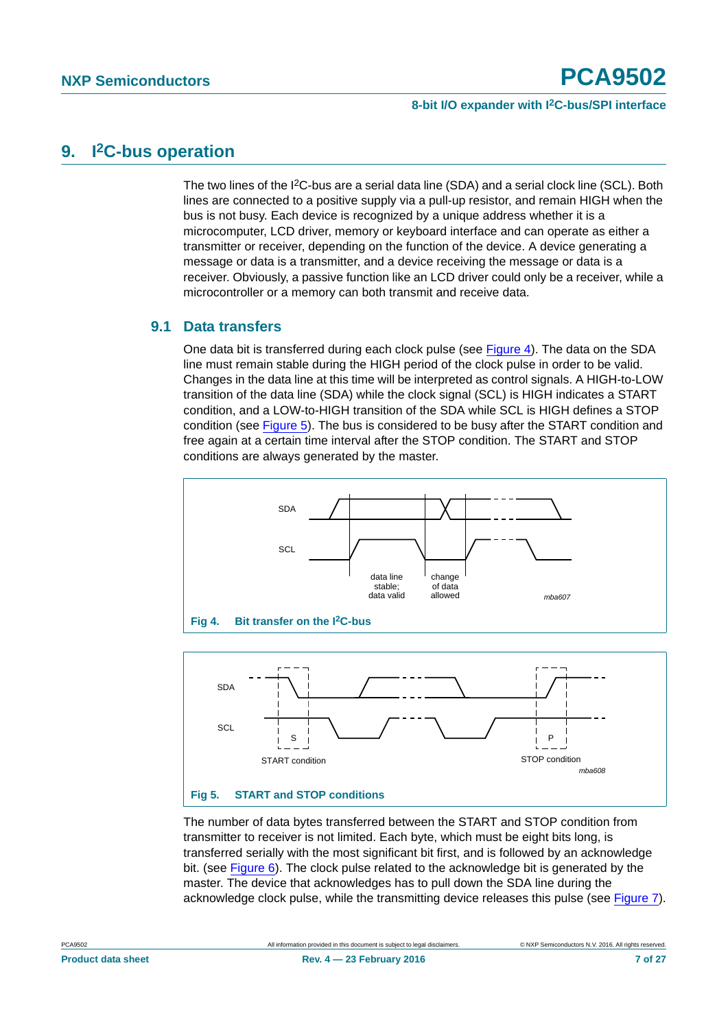# 9. I²C-bus operation

The two lines of the I²C-bus are a serial data line (SDA) and a serial clock line (SCL). Both lines are connected to a positive supply via a pull-up resistor, and remain HIGH when the bus is not busy. Each device is recognized by a unique address whether it is a microcomputer, LCD driver, memory or keyboard interface and can operate as either a transmitter or receiver, depending on the function of the device. A device generating a message or data is a transmitter, and a device receiving the message or data is a receiver. Obviously, a passive function like an LCD driver could only be a receiver, while a microcontroller or a memory can both transmit and receive data.

## 9.1 Data transfers

One data bit is transferred during each clock pulse (see Figure 4). The data on the SDA line must remain stable during the HIGH period of the clock pulse in order to be valid. Changes in the data line at this time will be interpreted as control signals. A HIGH-to-LOW transition of the data line (SDA) while the clock signal (SCL) is HIGH indicates a START condition, and a LOW-to-HIGH transition of the SDA while SCL is HIGH defines a STOP condition (see Figure 5). The bus is considered to be busy after the START condition and free again at a certain time interval after the STOP condition. The START and STOP conditions are always generated by the master.

SDA

SCL

data line stable; data valid

change of data allowed

mba607

**Fig 4. Bit transfer on the I²C-bus**

SDA

SCL

S

START condition

P

STOP condition

mba608

**Fig 5. START and STOP conditions**

The number of data bytes transferred between the START and STOP condition from transmitter to receiver is not limited. Each byte, which must be eight bits long, is transferred serially with the most significant bit first, and is followed by an acknowledge bit. (see Figure 6). The clock pulse related to the acknowledge bit is generated by the master. The device that acknowledges has to pull down the SDA line during the acknowledge clock pulse, while the transmitting device releases this pulse (see Figure 7).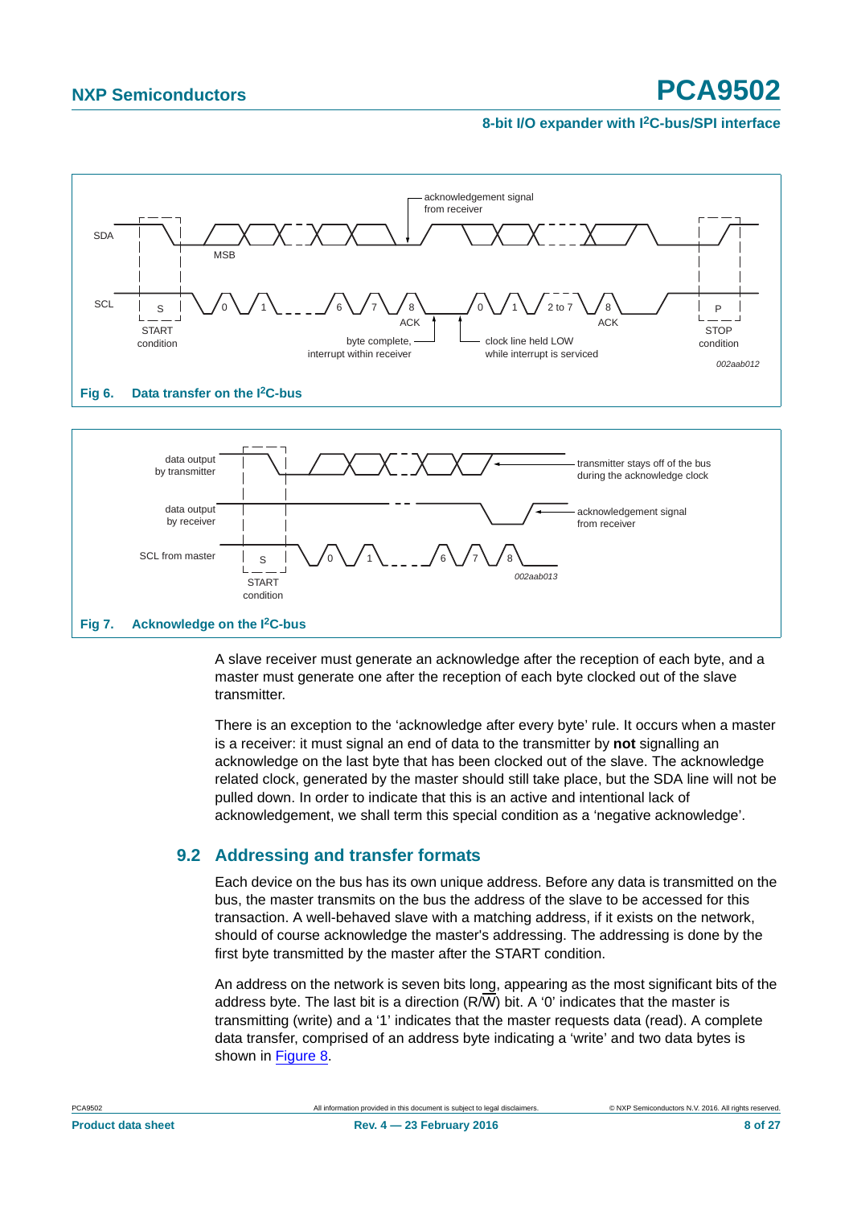**Fig 6. Data transfer on the I²C-bus**

**Fig 7. Acknowledge on the I²C-bus**

A slave receiver must generate an acknowledge after the reception of each byte, and a master must generate one after the reception of each byte clocked out of the slave transmitter.

There is an exception to the 'acknowledge after every byte' rule. It occurs when a master is a receiver: it must signal an end of data to the transmitter by **not** signalling an acknowledge on the last byte that has been clocked out of the slave. The acknowledge related clock, generated by the master should still take place, but the SDA line will not be pulled down. In order to indicate that this is an active and intentional lack of acknowledgement, we shall term this special condition as a 'negative acknowledge'.

## 9.2 Addressing and transfer formats

Each device on the bus has its own unique address. Before any data is transmitted on the bus, the master transmits on the bus the address of the slave to be accessed for this transaction. A well-behaved slave with a matching address, if it exists on the network, should of course acknowledge the master's addressing. The addressing is done by the first byte transmitted by the master after the START condition.

An address on the network is seven bits long, appearing as the most significant bits of the address byte. The last bit is a direction ($R/\overline{W}$) bit. A '0' indicates that the master is transmitting (write) and a '1' indicates that the master requests data (read). A complete data transfer, comprised of an address byte indicating a 'write' and two data bytes is shown in Figure 8.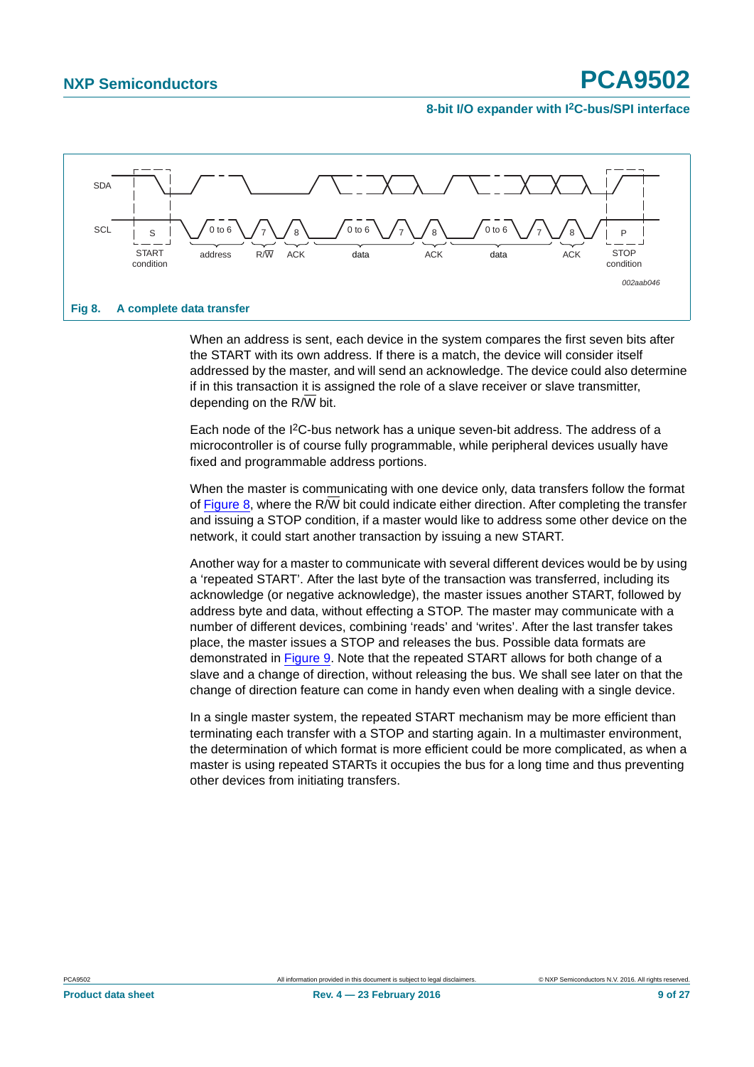**Fig 8. A complete data transfer**

When an address is sent, each device in the system compares the first seven bits after the START with its own address. If there is a match, the device will consider itself addressed by the master, and will send an acknowledge. The device could also determine if in this transaction it is assigned the role of a slave receiver or slave transmitter, depending on the R/$\overline{W}$ bit.

Each node of the I[2]C-bus network has a unique seven-bit address. The address of a microcontroller is of course fully programmable, while peripheral devices usually have fixed and programmable address portions.

When the master is communicating with one device only, data transfers follow the format of Figure 8, where the R/$\overline{W}$ bit could indicate either direction. After completing the transfer and issuing a STOP condition, if a master would like to address some other device on the network, it could start another transaction by issuing a new START.

Another way for a master to communicate with several different devices would be by using a 'repeated START'. After the last byte of the transaction was transferred, including its acknowledge (or negative acknowledge), the master issues another START, followed by address byte and data, without effecting a STOP. The master may communicate with a number of different devices, combining 'reads' and 'writes'. After the last transfer takes place, the master issues a STOP and releases the bus. Possible data formats are demonstrated in Figure 9. Note that the repeated START allows for both change of a slave and a change of direction, without releasing the bus. We shall see later on that the change of direction feature can come in handy even when dealing with a single device.

In a single master system, the repeated START mechanism may be more efficient than terminating each transfer with a STOP and starting again. In a multimaster environment, the determination of which format is more efficient could be more complicated, as when a master is using repeated STARTs it occupies the bus for a long time and thus preventing other devices from initiating transfers.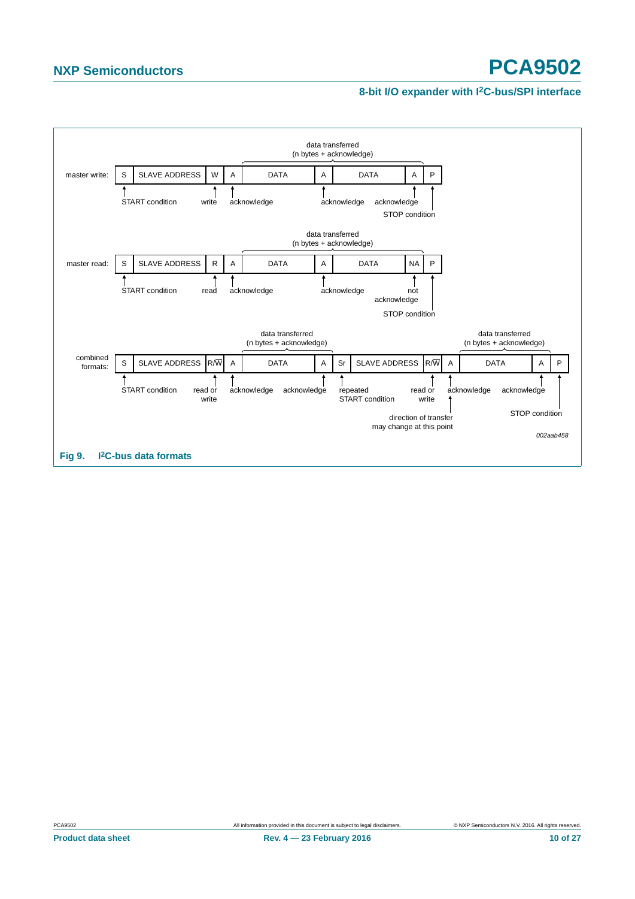master write:

| S | SLAVE ADDRESS | W | A | DATA | A | DATA | A | P |
|---|---|---|---|---|---|---|---|---|

START condition — write — acknowledge — acknowledge — acknowledge — STOP condition

data transferred (n bytes + acknowledge)

master read:

| S | SLAVE ADDRESS | R | A | DATA | A | DATA | NA | P |
|---|---|---|---|---|---|---|---|---|

START condition — read — acknowledge — acknowledge — not acknowledge — STOP condition

data transferred (n bytes + acknowledge)

combined formats:

| S | SLAVE ADDRESS | R/$\overline{W}$ | A | DATA | A | Sr | SLAVE ADDRESS | R/$\overline{W}$ | A | DATA | A | P |
|---|---|---|---|---|---|---|---|---|---|---|---|---|

START condition — read or write — acknowledge — acknowledge — repeated START condition — read or write — acknowledge — acknowledge — STOP condition

direction of transfer may change at this point

data transferred (n bytes + acknowledge)

002aab458

**Fig 9. I²C-bus data formats**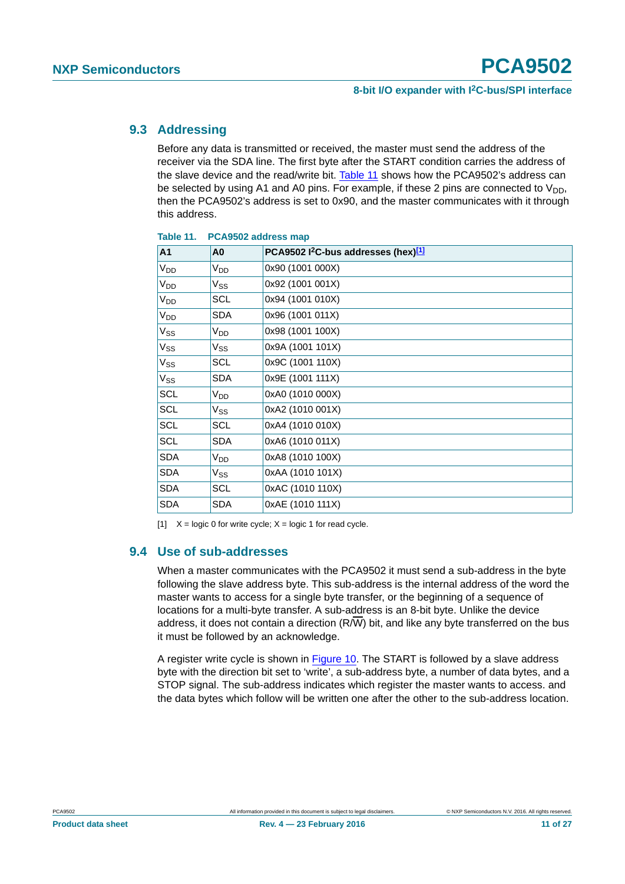## 9.3 Addressing

Before any data is transmitted or received, the master must send the address of the receiver via the SDA line. The first byte after the START condition carries the address of the slave device and the read/write bit. Table 11 shows how the PCA9502's address can be selected by using A1 and A0 pins. For example, if these 2 pins are connected to $V_{DD}$, then the PCA9502's address is set to 0x90, and the master communicates with it through this address.

**Table 11. PCA9502 address map**

| A1 | A0 | PCA9502 I²C-bus addresses (hex)[1] |
|---|---|---|
| $V_{DD}$ | $V_{DD}$ | 0x90 (1001 000X) |
| $V_{DD}$ | $V_{SS}$ | 0x92 (1001 001X) |
| $V_{DD}$ | SCL | 0x94 (1001 010X) |
| $V_{DD}$ | SDA | 0x96 (1001 011X) |
| $V_{SS}$ | $V_{DD}$ | 0x98 (1001 100X) |
| $V_{SS}$ | $V_{SS}$ | 0x9A (1001 101X) |
| $V_{SS}$ | SCL | 0x9C (1001 110X) |
| $V_{SS}$ | SDA | 0x9E (1001 111X) |
| SCL | $V_{DD}$ | 0xA0 (1010 000X) |
| SCL | $V_{SS}$ | 0xA2 (1010 001X) |
| SCL | SCL | 0xA4 (1010 010X) |
| SCL | SDA | 0xA6 (1010 011X) |
| SDA | $V_{DD}$ | 0xA8 (1010 100X) |
| SDA | $V_{SS}$ | 0xAA (1010 101X) |
| SDA | SCL | 0xAC (1010 110X) |
| SDA | SDA | 0xAE (1010 111X) |

[1] X = logic 0 for write cycle; X = logic 1 for read cycle.

## 9.4 Use of sub-addresses

When a master communicates with the PCA9502 it must send a sub-address in the byte following the slave address byte. This sub-address is the internal address of the word the master wants to access for a single byte transfer, or the beginning of a sequence of locations for a multi-byte transfer. A sub-address is an 8-bit byte. Unlike the device address, it does not contain a direction ($R/\overline{W}$) bit, and like any byte transferred on the bus it must be followed by an acknowledge.

A register write cycle is shown in Figure 10. The START is followed by a slave address byte with the direction bit set to 'write', a sub-address byte, a number of data bytes, and a STOP signal. The sub-address indicates which register the master wants to access. and the data bytes which follow will be written one after the other to the sub-address location.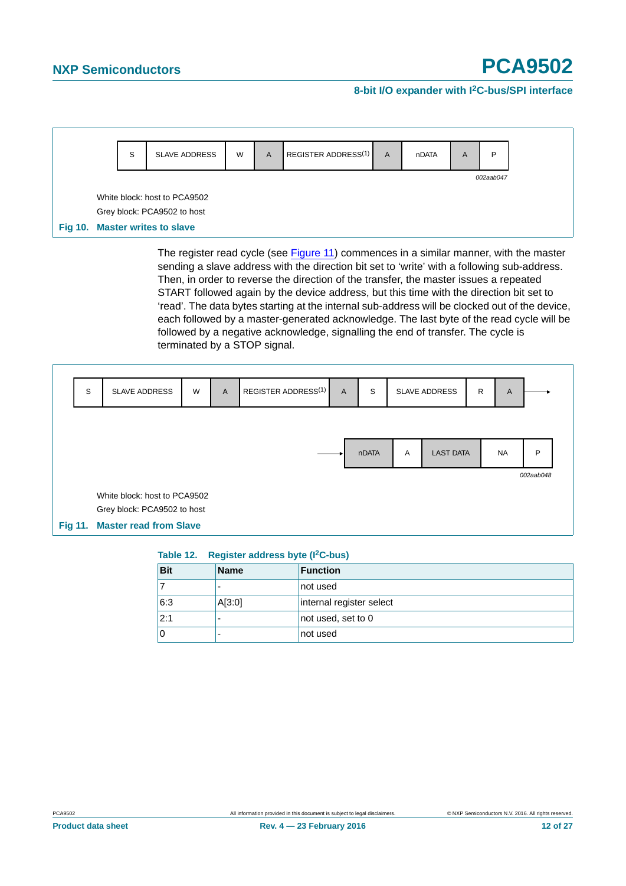| S | SLAVE ADDRESS | W | A | REGISTER ADDRESS(1) | A | nDATA | A | P |
|---|---|---|---|---|---|---|---|---|

002aab047

White block: host to PCA9502

Grey block: PCA9502 to host

**Fig 10. Master writes to slave**

The register read cycle (see Figure 11) commences in a similar manner, with the master sending a slave address with the direction bit set to 'write' with a following sub-address. Then, in order to reverse the direction of the transfer, the master issues a repeated START followed again by the device address, but this time with the direction bit set to 'read'. The data bytes starting at the internal sub-address will be clocked out of the device, each followed by a master-generated acknowledge. The last byte of the read cycle will be followed by a negative acknowledge, signalling the end of transfer. The cycle is terminated by a STOP signal.

| S | SLAVE ADDRESS | W | A | REGISTER ADDRESS(1) | A | S | SLAVE ADDRESS | R | A | → |
|---|---|---|---|---|---|---|---|---|---|---|

| → | nDATA | A | LAST DATA | NA | P |
|---|---|---|---|---|---|

002aab048

White block: host to PCA9502

Grey block: PCA9502 to host

**Fig 11. Master read from Slave**

**Table 12. Register address byte (I²C-bus)**

| Bit | Name | Function |
|---|---|---|
| 7 | - | not used |
| 6:3 | A[3:0] | internal register select |
| 2:1 | - | not used, set to 0 |
| 0 | - | not used |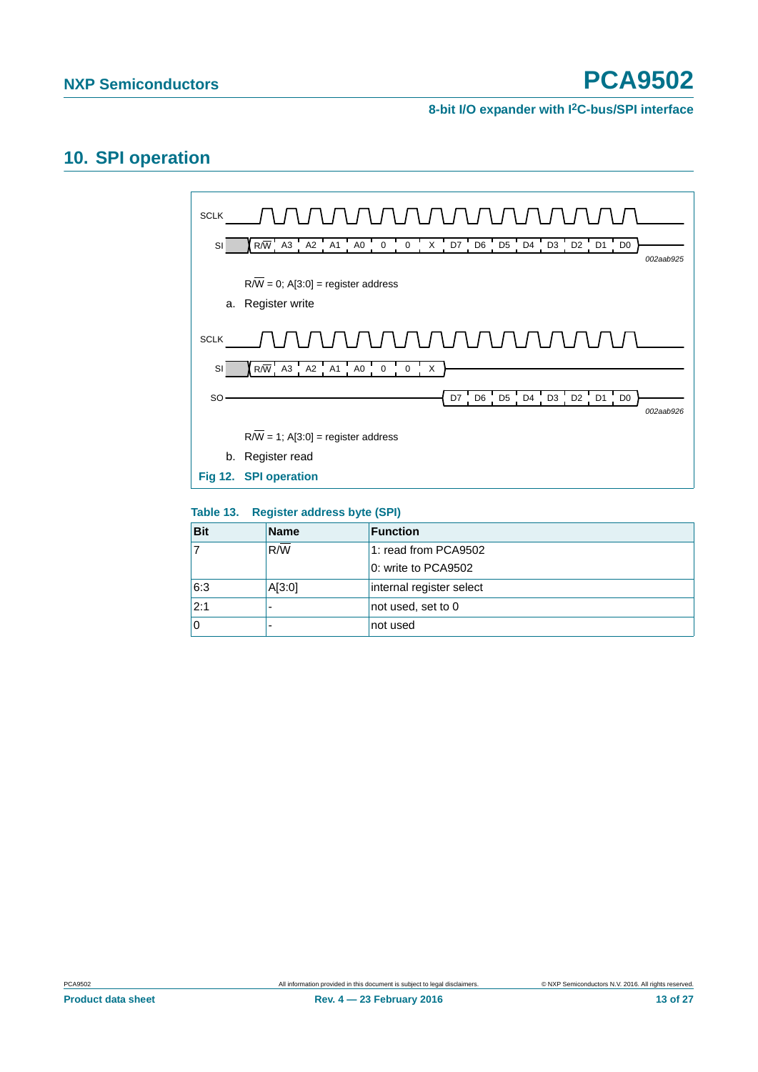# 10. SPI operation

SCLK

SI R/W A3 A2 A1 A0 0 0 X D7 D6 D5 D4 D3 D2 D1 D0

002aab925

R/W = 0; A[3:0] = register address

a. Register write

SCLK

SI R/W A3 A2 A1 A0 0 0 X

SO D7 D6 D5 D4 D3 D2 D1 D0

002aab926

R/W = 1; A[3:0] = register address

b. Register read

**Fig 12. SPI operation**

**Table 13. Register address byte (SPI)**

| Bit | Name | Function |
|---|---|---|
| 7 | R/W | 1: read from PCA9502<br>0: write to PCA9502 |
| 6:3 | A[3:0] | internal register select |
| 2:1 | - | not used, set to 0 |
| 0 | - | not used |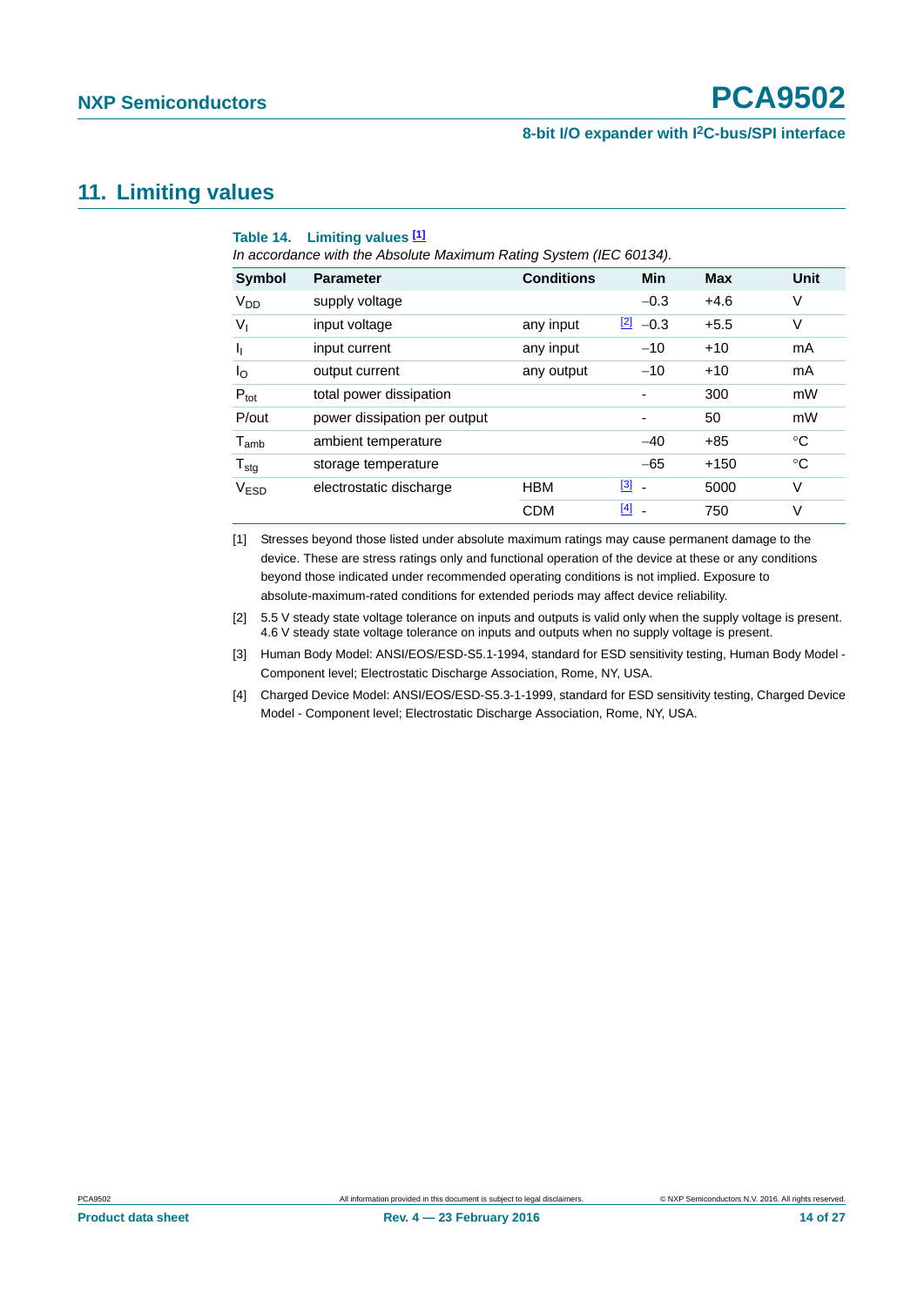## 11. Limiting values

**Table 14. Limiting values [1]**

*In accordance with the Absolute Maximum Rating System (IEC 60134).*

| Symbol | Parameter | Conditions | | Min | Max | Unit |
|---|---|---|---|---|---|---|
| $V_{DD}$ | supply voltage | | | −0.3 | +4.6 | V |
| $V_I$ | input voltage | any input | [2] | −0.3 | +5.5 | V |
| $I_I$ | input current | any input | | −10 | +10 | mA |
| $I_O$ | output current | any output | | −10 | +10 | mA |
| $P_{tot}$ | total power dissipation | | | - | 300 | mW |
| P/out | power dissipation per output | | | - | 50 | mW |
| $T_{amb}$ | ambient temperature | | | −40 | +85 | °C |
| $T_{stg}$ | storage temperature | | | −65 | +150 | °C |
| $V_{ESD}$ | electrostatic discharge | HBM | [3] | - | 5000 | V |
| | | CDM | [4] | - | 750 | V |

[1] Stresses beyond those listed under absolute maximum ratings may cause permanent damage to the device. These are stress ratings only and functional operation of the device at these or any conditions beyond those indicated under recommended operating conditions is not implied. Exposure to absolute-maximum-rated conditions for extended periods may affect device reliability.

[2] 5.5 V steady state voltage tolerance on inputs and outputs is valid only when the supply voltage is present. 4.6 V steady state voltage tolerance on inputs and outputs when no supply voltage is present.

[3] Human Body Model: ANSI/EOS/ESD-S5.1-1994, standard for ESD sensitivity testing, Human Body Model - Component level; Electrostatic Discharge Association, Rome, NY, USA.

[4] Charged Device Model: ANSI/EOS/ESD-S5.3-1-1999, standard for ESD sensitivity testing, Charged Device Model - Component level; Electrostatic Discharge Association, Rome, NY, USA.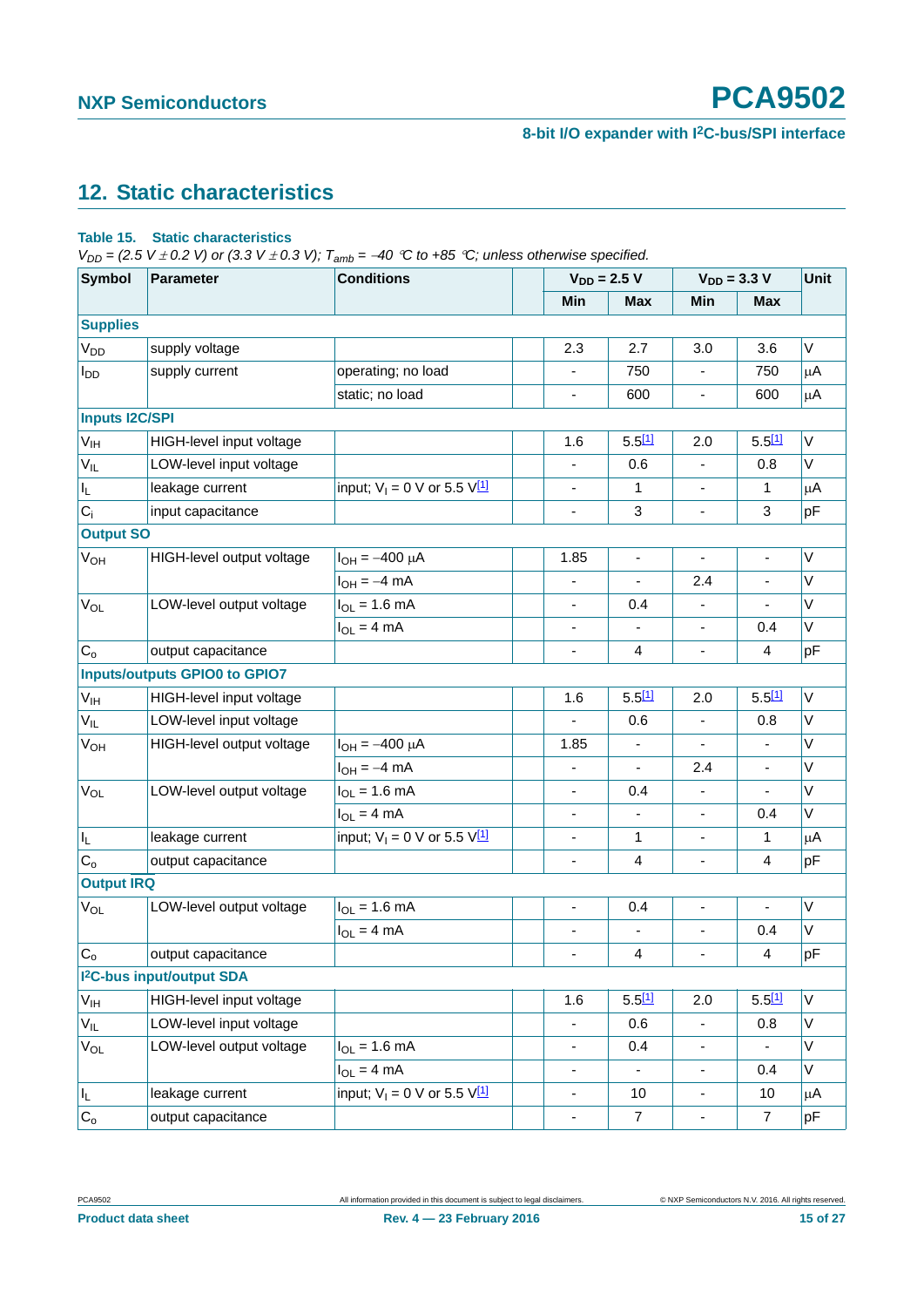## 12. Static characteristics

**Table 15. Static characteristics**

*$V_{DD}$ = (2.5 V ± 0.2 V) or (3.3 V ± 0.3 V); $T_{amb}$ = −40 °C to +85 °C; unless otherwise specified.*

| Symbol | Parameter | Conditions | | $V_{DD}$ = 2.5 V | | $V_{DD}$ = 3.3 V | | Unit |
|---|---|---|---|---|---|---|---|---|
| | | | | Min | Max | Min | Max | |
| **Supplies** | | | | | | | | |
| $V_{DD}$ | supply voltage | | | 2.3 | 2.7 | 3.0 | 3.6 | V |
| $I_{DD}$ | supply current | operating; no load | | - | 750 | - | 750 | μA |
| | | static; no load | | - | 600 | - | 600 | μA |
| **Inputs I2C/SPI** | | | | | | | | |
| $V_{IH}$ | HIGH-level input voltage | | | 1.6 | 5.5[1] | 2.0 | 5.5[1] | V |
| $V_{IL}$ | LOW-level input voltage | | | - | 0.6 | - | 0.8 | V |
| $I_L$ | leakage current | input; $V_I$ = 0 V or 5.5 V[1] | | - | 1 | - | 1 | μA |
| $C_i$ | input capacitance | | | - | 3 | - | 3 | pF |
| **Output SO** | | | | | | | | |
| $V_{OH}$ | HIGH-level output voltage | $I_{OH}$ = −400 μA | | 1.85 | - | - | - | V |
| | | $I_{OH}$ = −4 mA | | - | - | 2.4 | - | V |
| $V_{OL}$ | LOW-level output voltage | $I_{OL}$ = 1.6 mA | | - | 0.4 | - | - | V |
| | | $I_{OL}$ = 4 mA | | - | - | - | 0.4 | V |
| $C_o$ | output capacitance | | | - | 4 | - | 4 | pF |
| **Inputs/outputs GPIO0 to GPIO7** | | | | | | | | |
| $V_{IH}$ | HIGH-level input voltage | | | 1.6 | 5.5[1] | 2.0 | 5.5[1] | V |
| $V_{IL}$ | LOW-level input voltage | | | - | 0.6 | - | 0.8 | V |
| $V_{OH}$ | HIGH-level output voltage | $I_{OH}$ = −400 μA | | 1.85 | - | - | - | V |
| | | $I_{OH}$ = −4 mA | | - | - | 2.4 | - | V |
| $V_{OL}$ | LOW-level output voltage | $I_{OL}$ = 1.6 mA | | - | 0.4 | - | - | V |
| | | $I_{OL}$ = 4 mA | | - | - | - | 0.4 | V |
| $I_L$ | leakage current | input; $V_I$ = 0 V or 5.5 V[1] | | - | 1 | - | 1 | μA |
| $C_o$ | output capacitance | | | - | 4 | - | 4 | pF |
| **Output IRQ** | | | | | | | | |
| $V_{OL}$ | LOW-level output voltage | $I_{OL}$ = 1.6 mA | | - | 0.4 | - | - | V |
| | | $I_{OL}$ = 4 mA | | - | - | - | 0.4 | V |
| $C_o$ | output capacitance | | | - | 4 | - | 4 | pF |
| **I²C-bus input/output SDA** | | | | | | | | |
| $V_{IH}$ | HIGH-level input voltage | | | 1.6 | 5.5[1] | 2.0 | 5.5[1] | V |
| $V_{IL}$ | LOW-level input voltage | | | - | 0.6 | - | 0.8 | V |
| $V_{OL}$ | LOW-level output voltage | $I_{OL}$ = 1.6 mA | | - | 0.4 | - | - | V |
| | | $I_{OL}$ = 4 mA | | - | - | - | 0.4 | V |
| $I_L$ | leakage current | input; $V_I$ = 0 V or 5.5 V[1] | | - | 10 | - | 10 | μA |
| $C_o$ | output capacitance | | | - | 7 | - | 7 | pF |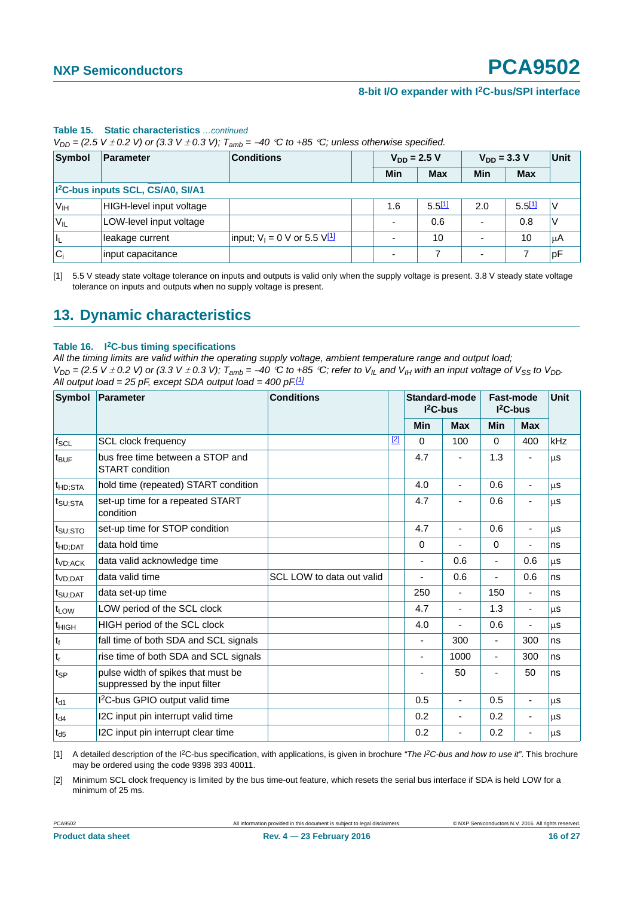**Table 15. Static characteristics** *...continued*

*$V_{DD}$ = (2.5 V ± 0.2 V) or (3.3 V ± 0.3 V); $T_{amb}$ = −40 °C to +85 °C; unless otherwise specified.*

| Symbol | Parameter | Conditions | | $V_{DD}$ = 2.5 V | | $V_{DD}$ = 3.3 V | | Unit |
|---|---|---|---|---|---|---|---|---|
| | | | | Min | Max | Min | Max | |
| **I²C-bus inputs SCL, $\overline{CS}$/A0, SI/A1** | | | | | | | | |
| $V_{IH}$ | HIGH-level input voltage | | | 1.6 | 5.5[1] | 2.0 | 5.5[1] | V |
| $V_{IL}$ | LOW-level input voltage | | | - | 0.6 | - | 0.8 | V |
| $I_L$ | leakage current | input; $V_I$ = 0 V or 5.5 V[1] | | - | 10 | - | 10 | μA |
| $C_i$ | input capacitance | | | - | 7 | - | 7 | pF |

[1] 5.5 V steady state voltage tolerance on inputs and outputs is valid only when the supply voltage is present. 3.8 V steady state voltage tolerance on inputs and outputs when no supply voltage is present.

## 13. Dynamic characteristics

**Table 16. I²C-bus timing specifications**

*All the timing limits are valid within the operating supply voltage, ambient temperature range and output load; $V_{DD}$ = (2.5 V ± 0.2 V) or (3.3 V ± 0.3 V); $T_{amb}$ = −40 °C to +85 °C; refer to $V_{IL}$ and $V_{IH}$ with an input voltage of $V_{SS}$ to $V_{DD}$. All output load = 25 pF, except SDA output load = 400 pF.*[1]

| Symbol | Parameter | Conditions | | Standard-mode I²C-bus | | Fast-mode I²C-bus | | Unit |
|---|---|---|---|---|---|---|---|---|
| | | | | Min | Max | Min | Max | |
| $f_{SCL}$ | SCL clock frequency | | [2] | 0 | 100 | 0 | 400 | kHz |
| $t_{BUF}$ | bus free time between a STOP and START condition | | | 4.7 | - | 1.3 | - | μs |
| $t_{HD;STA}$ | hold time (repeated) START condition | | | 4.0 | - | 0.6 | - | μs |
| $t_{SU;STA}$ | set-up time for a repeated START condition | | | 4.7 | - | 0.6 | - | μs |
| $t_{SU;STO}$ | set-up time for STOP condition | | | 4.7 | - | 0.6 | - | μs |
| $t_{HD;DAT}$ | data hold time | | | 0 | - | 0 | - | ns |
| $t_{VD;ACK}$ | data valid acknowledge time | | | - | 0.6 | - | 0.6 | μs |
| $t_{VD;DAT}$ | data valid time | SCL LOW to data out valid | | - | 0.6 | - | 0.6 | ns |
| $t_{SU;DAT}$ | data set-up time | | | 250 | - | 150 | - | ns |
| $t_{LOW}$ | LOW period of the SCL clock | | | 4.7 | - | 1.3 | - | μs |
| $t_{HIGH}$ | HIGH period of the SCL clock | | | 4.0 | - | 0.6 | - | μs |
| $t_f$ | fall time of both SDA and SCL signals | | | - | 300 | - | 300 | ns |
| $t_r$ | rise time of both SDA and SCL signals | | | - | 1000 | - | 300 | ns |
| $t_{SP}$ | pulse width of spikes that must be suppressed by the input filter | | | - | 50 | - | 50 | ns |
| $t_{d1}$ | I²C-bus GPIO output valid time | | | 0.5 | - | 0.5 | - | μs |
| $t_{d4}$ | I2C input pin interrupt valid time | | | 0.2 | - | 0.2 | - | μs |
| $t_{d5}$ | I2C input pin interrupt clear time | | | 0.2 | - | 0.2 | - | μs |

[1] A detailed description of the I²C-bus specification, with applications, is given in brochure *"The I²C-bus and how to use it"*. This brochure may be ordered using the code 9398 393 40011.

[2] Minimum SCL clock frequency is limited by the bus time-out feature, which resets the serial bus interface if SDA is held LOW for a minimum of 25 ms.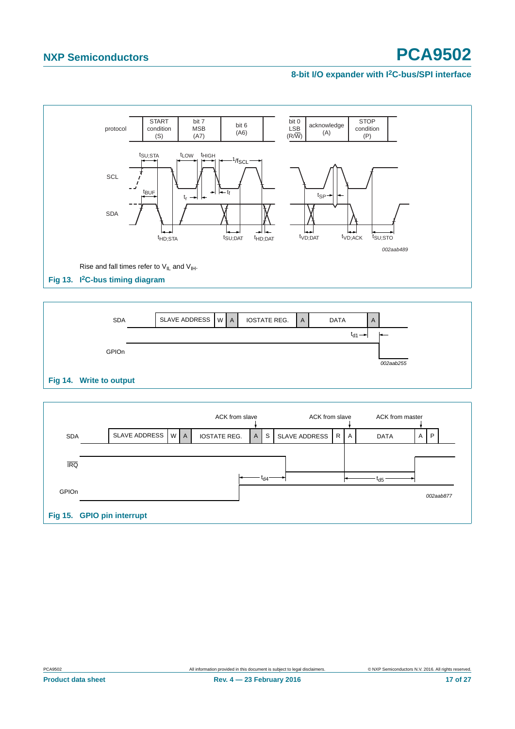Rise and fall times refer to $V_{IL}$ and $V_{IH}$.

**Fig 13. I²C-bus timing diagram**

**Fig 14. Write to output**

**Fig 15. GPIO pin interrupt**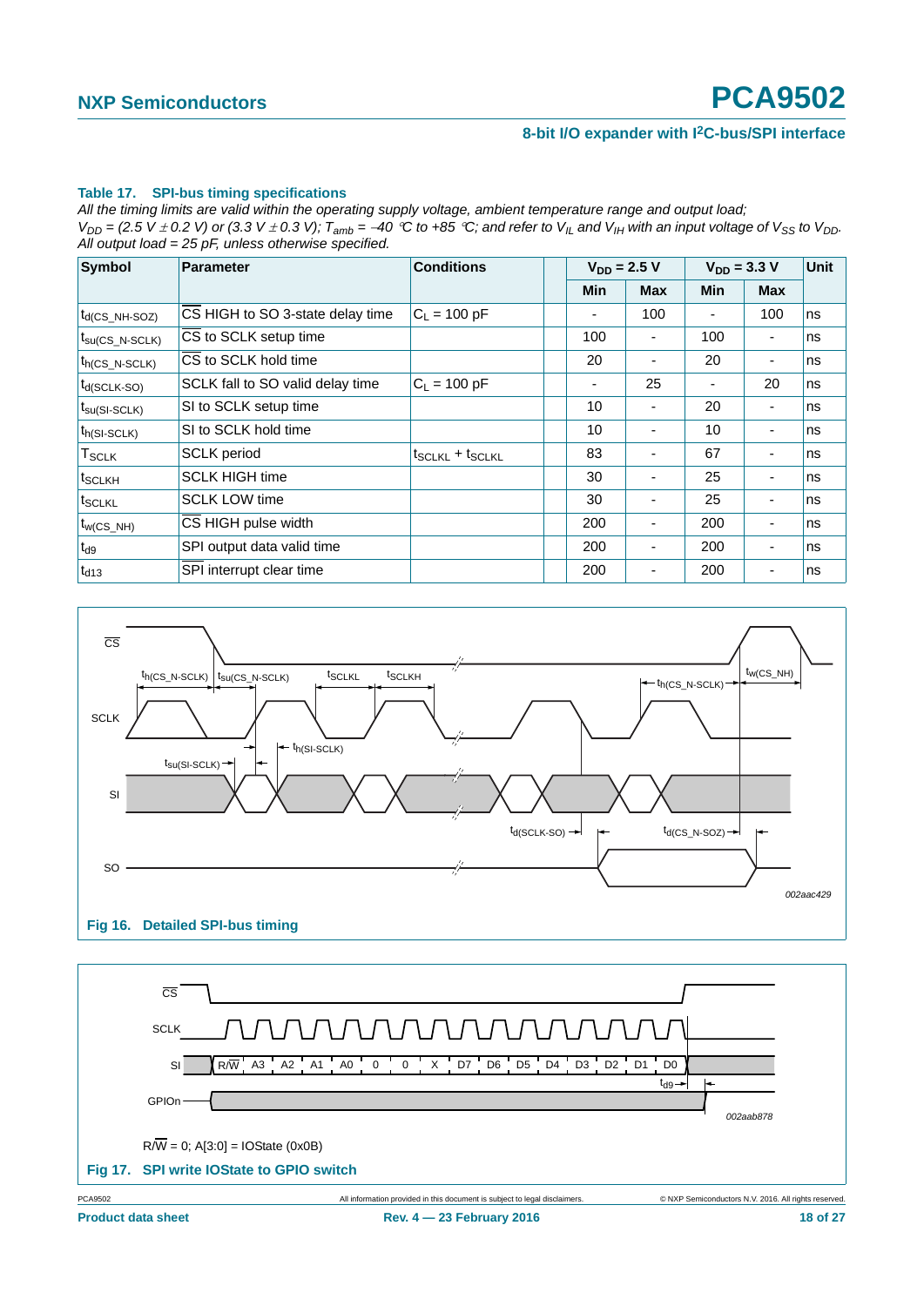**Table 17. SPI-bus timing specifications**

*All the timing limits are valid within the operating supply voltage, ambient temperature range and output load; $V_{DD}$ = (2.5 V ± 0.2 V) or (3.3 V ± 0.3 V); $T_{amb}$ = −40 °C to +85 °C; and refer to $V_{IL}$ and $V_{IH}$ with an input voltage of $V_{SS}$ to $V_{DD}$. All output load = 25 pF, unless otherwise specified.*

| Symbol | Parameter | Conditions | | $V_{DD}$ = 2.5 V | | $V_{DD}$ = 3.3 V | | Unit |
|---|---|---|---|---|---|---|---|---|
| | | | | Min | Max | Min | Max | |
| $t_{d(CS\_NH\text{-}SOZ)}$ | $\overline{CS}$ HIGH to SO 3-state delay time | $C_L$ = 100 pF | | - | 100 | - | 100 | ns |
| $t_{su(CS\_N\text{-}SCLK)}$ | $\overline{CS}$ to SCLK setup time | | | 100 | - | 100 | - | ns |
| $t_{h(CS\_N\text{-}SCLK)}$ | $\overline{CS}$ to SCLK hold time | | | 20 | - | 20 | - | ns |
| $t_{d(SCLK\text{-}SO)}$ | SCLK fall to SO valid delay time | $C_L$ = 100 pF | | - | 25 | - | 20 | ns |
| $t_{su(SI\text{-}SCLK)}$ | SI to SCLK setup time | | | 10 | - | 20 | - | ns |
| $t_{h(SI\text{-}SCLK)}$ | SI to SCLK hold time | | | 10 | - | 10 | - | ns |
| $T_{SCLK}$ | SCLK period | $t_{SCLKL} + t_{SCLKH}$ | | 83 | - | 67 | - | ns |
| $t_{SCLKH}$ | SCLK HIGH time | | | 30 | - | 25 | - | ns |
| $t_{SCLKL}$ | SCLK LOW time | | | 30 | - | 25 | - | ns |
| $t_{w(CS\_NH)}$ | $\overline{CS}$ HIGH pulse width | | | 200 | - | 200 | - | ns |
| $t_{d9}$ | SPI output data valid time | | | 200 | - | 200 | - | ns |
| $t_{d13}$ | SPI interrupt clear time | | | 200 | - | 200 | - | ns |

**Fig 16. Detailed SPI-bus timing**

R/$\overline{W}$ = 0; A[3:0] = IOState (0x0B)

**Fig 17. SPI write IOState to GPIO switch**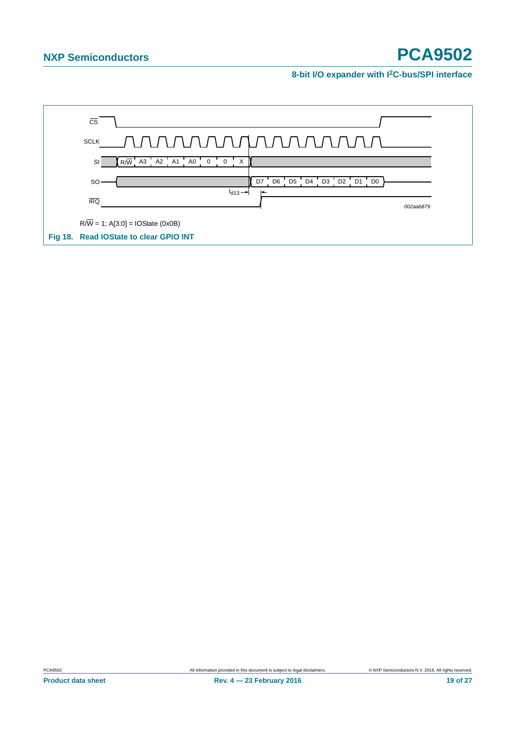$\overline{CS}$

SCLK

SI — $R/\overline{W}$, A3, A2, A1, A0, 0, 0, X

SO — D7, D6, D5, D4, D3, D2, D1, D0

$t_{d13}$

$\overline{IRQ}$

*002aab879*

$R/\overline{W}$ = 1; A[3:0] = IOState (0x0B)

**Fig 18. Read IOState to clear GPIO INT**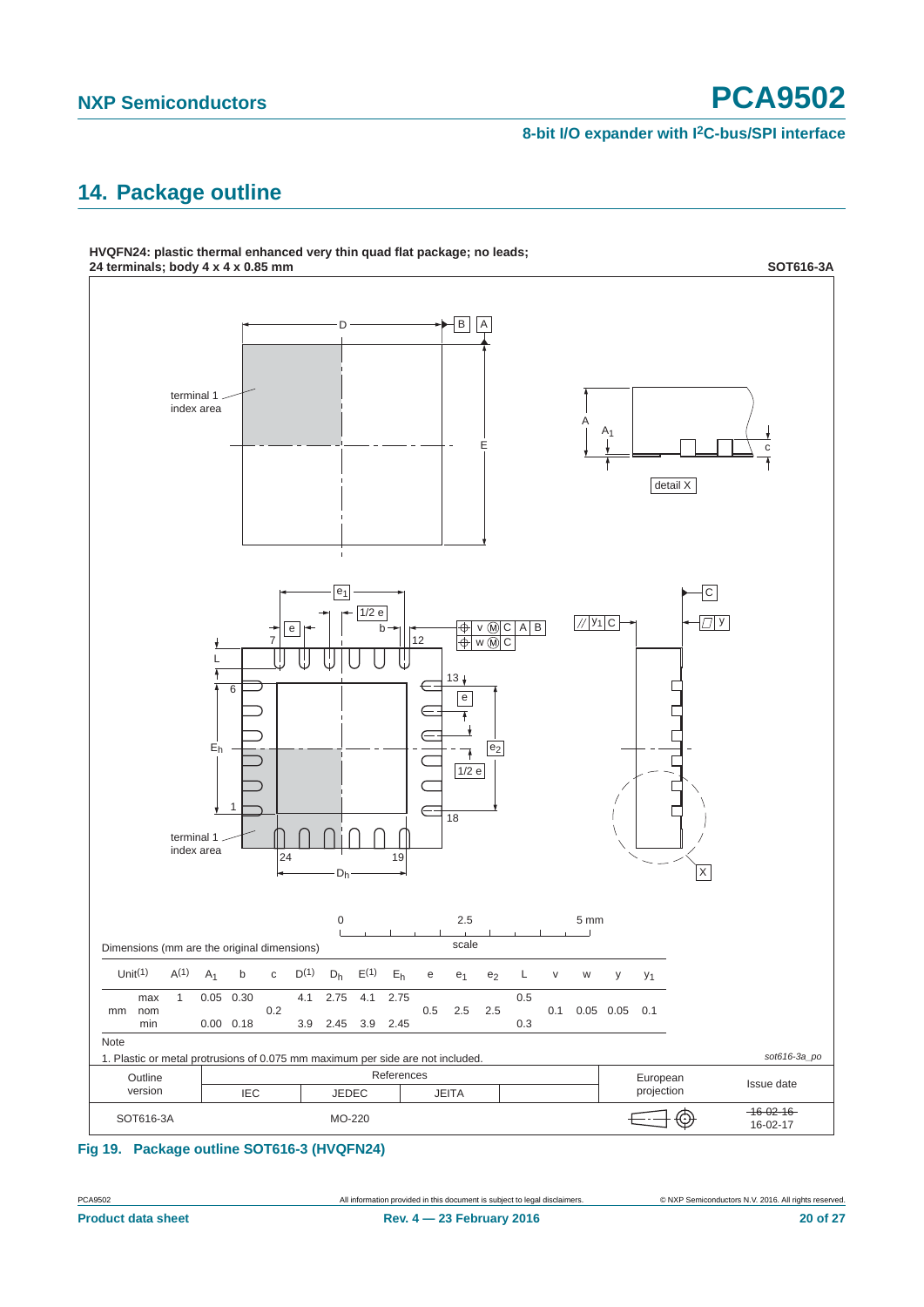## 14. Package outline

**HVQFN24: plastic thermal enhanced very thin quad flat package; no leads; 24 terminals; body 4 x 4 x 0.85 mm**

**SOT616-3A**

Dimensions (mm are the original dimensions)

| Unit[1] | | A[1] | $A_1$ | b | c | D[1] | $D_h$ | E[1] | $E_h$ | e | $e_1$ | $e_2$ | L | v | w | y | $y_1$ |
|---|---|---|---|---|---|---|---|---|---|---|---|---|---|---|---|---|---|
| mm | max | 1 | 0.05 | 0.30 | | 4.1 | 2.75 | 4.1 | 2.75 | | | | 0.5 | | | | |
| | nom | | | | 0.2 | | | | | 0.5 | 2.5 | 2.5 | | 0.1 | 0.05 | 0.05 | 0.1 |
| | min | | 0.00 | 0.18 | | 3.9 | 2.45 | 3.9 | 2.45 | | | | 0.3 | | | | |

Note

1. Plastic or metal protrusions of 0.075 mm maximum per side are not included.

sot616-3a_po

| Outline version | References IEC | References JEDEC | References JEITA | | European projection | Issue date |
|---|---|---|---|---|---|---|
| SOT616-3A | | MO-220 | | | | ~~16-02-16~~ 16-02-17 |

**Fig 19. Package outline SOT616-3 (HVQFN24)**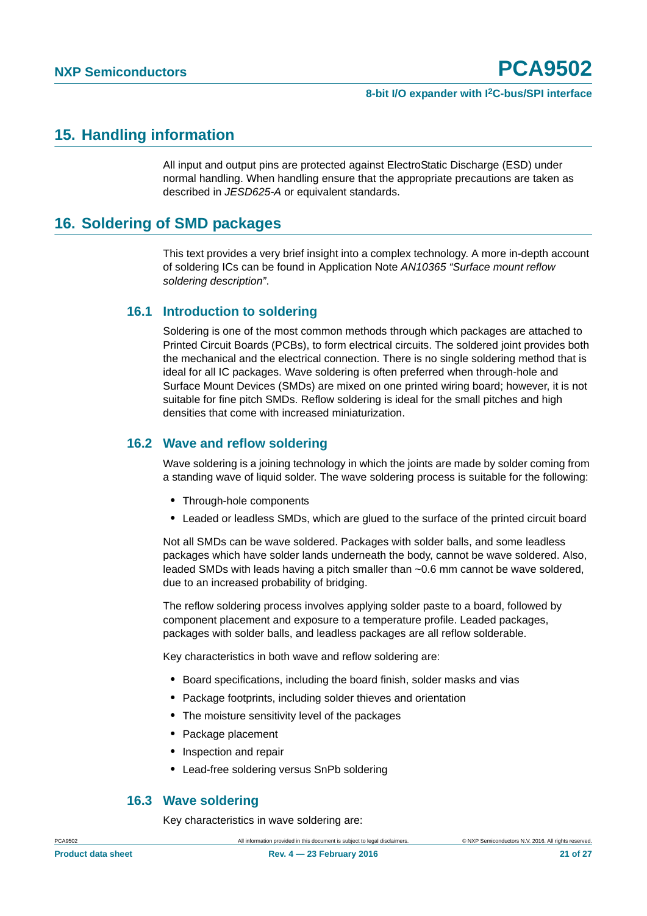## 15. Handling information

All input and output pins are protected against ElectroStatic Discharge (ESD) under normal handling. When handling ensure that the appropriate precautions are taken as described in *JESD625-A* or equivalent standards.

## 16. Soldering of SMD packages

This text provides a very brief insight into a complex technology. A more in-depth account of soldering ICs can be found in Application Note *AN10365 “Surface mount reflow soldering description”*.

### 16.1 Introduction to soldering

Soldering is one of the most common methods through which packages are attached to Printed Circuit Boards (PCBs), to form electrical circuits. The soldered joint provides both the mechanical and the electrical connection. There is no single soldering method that is ideal for all IC packages. Wave soldering is often preferred when through-hole and Surface Mount Devices (SMDs) are mixed on one printed wiring board; however, it is not suitable for fine pitch SMDs. Reflow soldering is ideal for the small pitches and high densities that come with increased miniaturization.

### 16.2 Wave and reflow soldering

Wave soldering is a joining technology in which the joints are made by solder coming from a standing wave of liquid solder. The wave soldering process is suitable for the following:

- Through-hole components
- Leaded or leadless SMDs, which are glued to the surface of the printed circuit board

Not all SMDs can be wave soldered. Packages with solder balls, and some leadless packages which have solder lands underneath the body, cannot be wave soldered. Also, leaded SMDs with leads having a pitch smaller than ~0.6 mm cannot be wave soldered, due to an increased probability of bridging.

The reflow soldering process involves applying solder paste to a board, followed by component placement and exposure to a temperature profile. Leaded packages, packages with solder balls, and leadless packages are all reflow solderable.

Key characteristics in both wave and reflow soldering are:

- Board specifications, including the board finish, solder masks and vias
- Package footprints, including solder thieves and orientation
- The moisture sensitivity level of the packages
- Package placement
- Inspection and repair
- Lead-free soldering versus SnPb soldering

### 16.3 Wave soldering

Key characteristics in wave soldering are: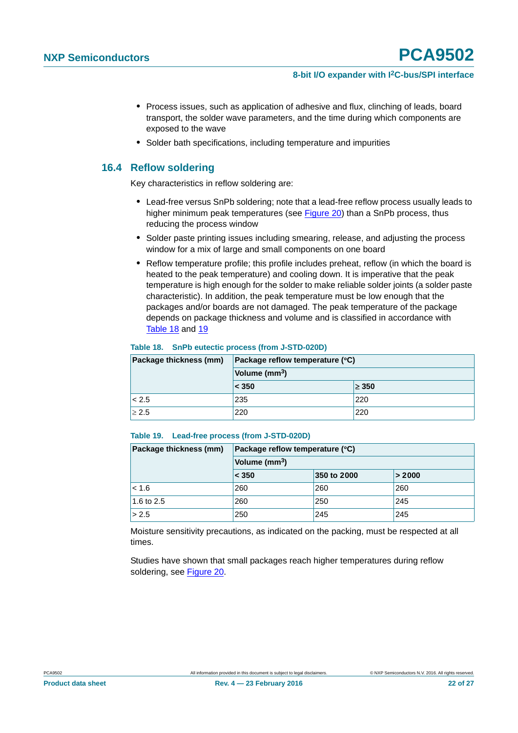- Process issues, such as application of adhesive and flux, clinching of leads, board transport, the solder wave parameters, and the time during which components are exposed to the wave
- Solder bath specifications, including temperature and impurities

## 16.4 Reflow soldering

Key characteristics in reflow soldering are:

- Lead-free versus SnPb soldering; note that a lead-free reflow process usually leads to higher minimum peak temperatures (see Figure 20) than a SnPb process, thus reducing the process window
- Solder paste printing issues including smearing, release, and adjusting the process window for a mix of large and small components on one board
- Reflow temperature profile; this profile includes preheat, reflow (in which the board is heated to the peak temperature) and cooling down. It is imperative that the peak temperature is high enough for the solder to make reliable solder joints (a solder paste characteristic). In addition, the peak temperature must be low enough that the packages and/or boards are not damaged. The peak temperature of the package depends on package thickness and volume and is classified in accordance with Table 18 and 19

**Table 18. SnPb eutectic process (from J-STD-020D)**

| Package thickness (mm) | Package reflow temperature (°C) | |
|---|---|---|
| | Volume ($mm^3$) | |
| | < 350 | ≥ 350 |
| < 2.5 | 235 | 220 |
| ≥ 2.5 | 220 | 220 |

**Table 19. Lead-free process (from J-STD-020D)**

| Package thickness (mm) | Package reflow temperature (°C) | | |
|---|---|---|---|
| | Volume ($mm^3$) | | |
| | < 350 | 350 to 2000 | > 2000 |
| < 1.6 | 260 | 260 | 260 |
| 1.6 to 2.5 | 260 | 250 | 245 |
| > 2.5 | 250 | 245 | 245 |

Moisture sensitivity precautions, as indicated on the packing, must be respected at all times.

Studies have shown that small packages reach higher temperatures during reflow soldering, see Figure 20.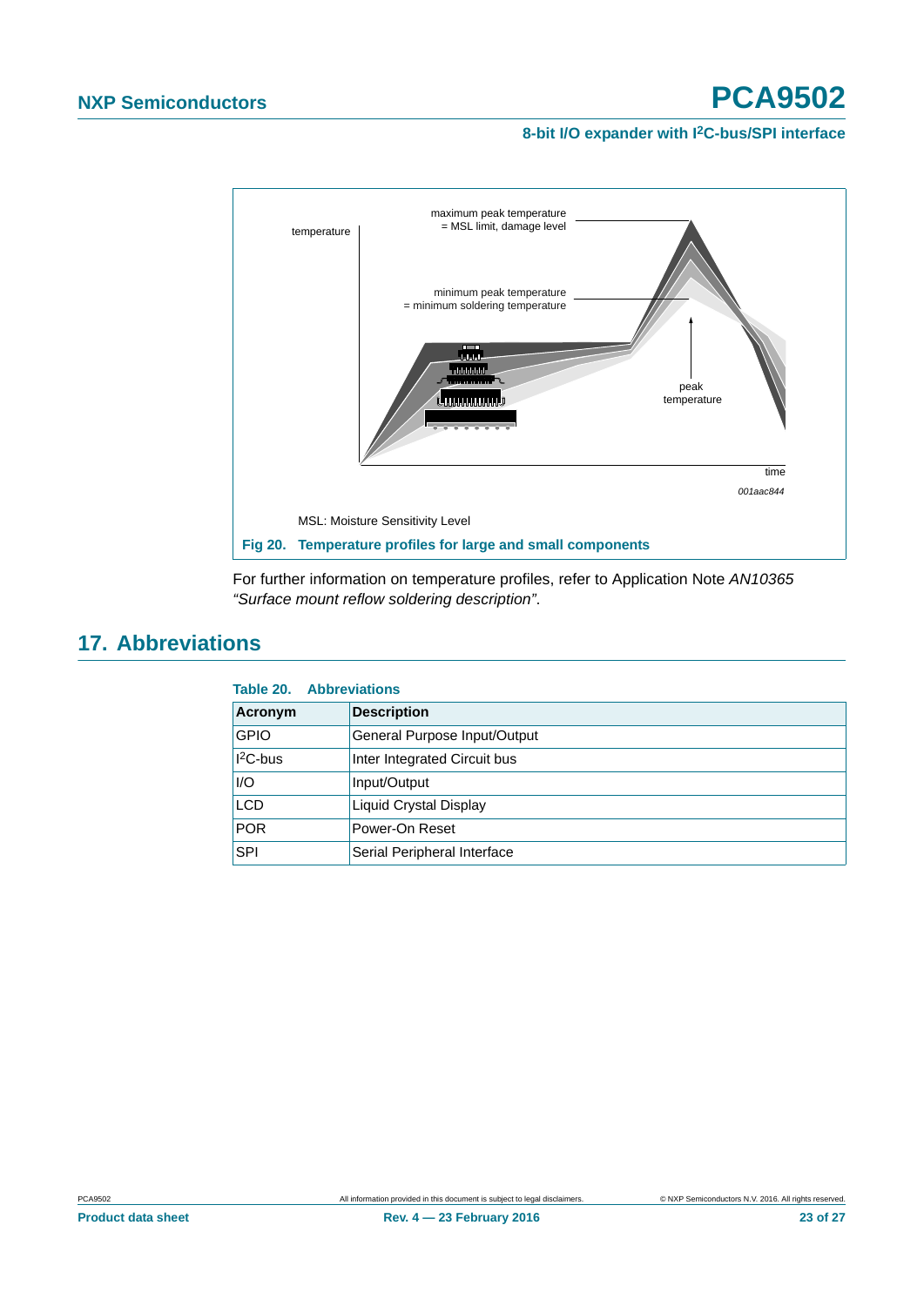Fig 20. Temperature profiles for large and small components

MSL: Moisture Sensitivity Level

For further information on temperature profiles, refer to Application Note *AN10365 “Surface mount reflow soldering description”*.

## 17. Abbreviations

**Table 20. Abbreviations**

| Acronym | Description |
|---|---|
| GPIO | General Purpose Input/Output |
| $I^2C$-bus | Inter Integrated Circuit bus |
| I/O | Input/Output |
| LCD | Liquid Crystal Display |
| POR | Power-On Reset |
| SPI | Serial Peripheral Interface |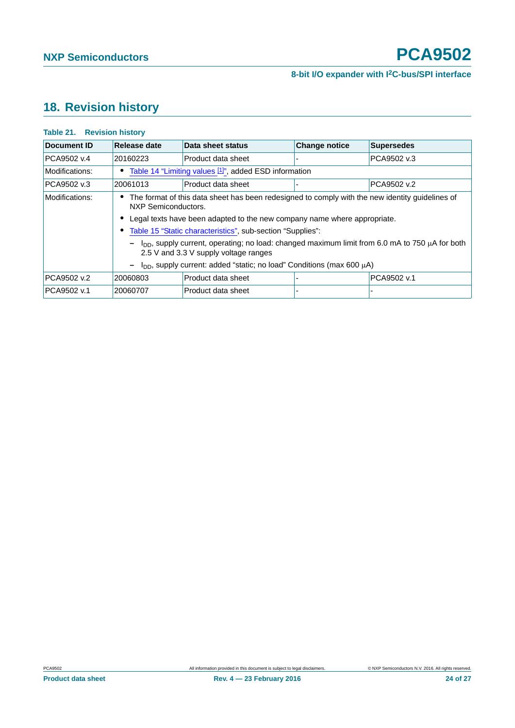## 18. Revision history

**Table 21. Revision history**

| Document ID | Release date | Data sheet status | Change notice | Supersedes |
|---|---|---|---|---|
| PCA9502 v.4 | 20160223 | Product data sheet | - | PCA9502 v.3 |
| Modifications: | • Table 14 "Limiting values [1]", added ESD information | | | |
| PCA9502 v.3 | 20061013 | Product data sheet | - | PCA9502 v.2 |
| Modifications: | • The format of this data sheet has been redesigned to comply with the new identity guidelines of NXP Semiconductors. <br> • Legal texts have been adapted to the new company name where appropriate. <br> • Table 15 "Static characteristics", sub-section "Supplies": <br> – $I_{DD}$, supply current, operating; no load: changed maximum limit from 6.0 mA to 750 μA for both 2.5 V and 3.3 V supply voltage ranges <br> – $I_{DD}$, supply current: added "static; no load" Conditions (max 600 μA) | | | |
| PCA9502 v.2 | 20060803 | Product data sheet | - | PCA9502 v.1 |
| PCA9502 v.1 | 20060707 | Product data sheet | - | - |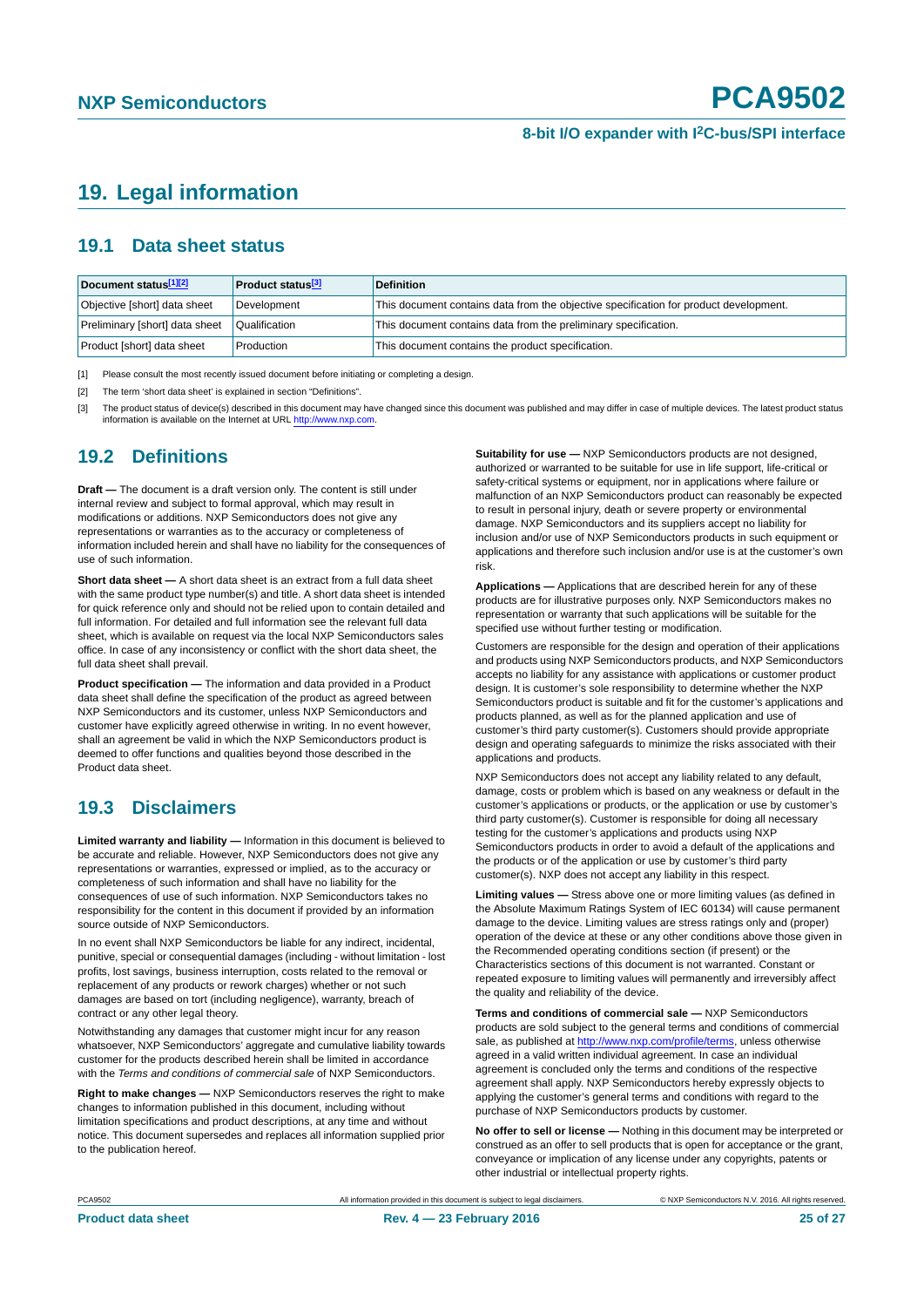# 19. Legal information

## 19.1 Data sheet status

| Document status[1][2] | Product status[3] | Definition |
|---|---|---|
| Objective [short] data sheet | Development | This document contains data from the objective specification for product development. |
| Preliminary [short] data sheet | Qualification | This document contains data from the preliminary specification. |
| Product [short] data sheet | Production | This document contains the product specification. |

[1] Please consult the most recently issued document before initiating or completing a design.

[2] The term 'short data sheet' is explained in section "Definitions".

[3] The product status of device(s) described in this document may have changed since this document was published and may differ in case of multiple devices. The latest product status information is available on the Internet at URL http://www.nxp.com.

## 19.2 Definitions

**Draft —** The document is a draft version only. The content is still under internal review and subject to formal approval, which may result in modifications or additions. NXP Semiconductors does not give any representations or warranties as to the accuracy or completeness of information included herein and shall have no liability for the consequences of use of such information.

**Short data sheet —** A short data sheet is an extract from a full data sheet with the same product type number(s) and title. A short data sheet is intended for quick reference only and should not be relied upon to contain detailed and full information. For detailed and full information see the relevant full data sheet, which is available on request via the local NXP Semiconductors sales office. In case of any inconsistency or conflict with the short data sheet, the full data sheet shall prevail.

**Product specification —** The information and data provided in a Product data sheet shall define the specification of the product as agreed between NXP Semiconductors and its customer, unless NXP Semiconductors and customer have explicitly agreed otherwise in writing. In no event however, shall an agreement be valid in which the NXP Semiconductors product is deemed to offer functions and qualities beyond those described in the Product data sheet.

## 19.3 Disclaimers

**Limited warranty and liability —** Information in this document is believed to be accurate and reliable. However, NXP Semiconductors does not give any representations or warranties, expressed or implied, as to the accuracy or completeness of such information and shall have no liability for the consequences of use of such information. NXP Semiconductors takes no responsibility for the content in this document if provided by an information source outside of NXP Semiconductors.

In no event shall NXP Semiconductors be liable for any indirect, incidental, punitive, special or consequential damages (including - without limitation - lost profits, lost savings, business interruption, costs related to the removal or replacement of any products or rework charges) whether or not such damages are based on tort (including negligence), warranty, breach of contract or any other legal theory.

Notwithstanding any damages that customer might incur for any reason whatsoever, NXP Semiconductors' aggregate and cumulative liability towards customer for the products described herein shall be limited in accordance with the *Terms and conditions of commercial sale* of NXP Semiconductors.

**Right to make changes —** NXP Semiconductors reserves the right to make changes to information published in this document, including without limitation specifications and product descriptions, at any time and without notice. This document supersedes and replaces all information supplied prior to the publication hereof.

**Suitability for use —** NXP Semiconductors products are not designed, authorized or warranted to be suitable for use in life support, life-critical or safety-critical systems or equipment, nor in applications where failure or malfunction of an NXP Semiconductors product can reasonably be expected to result in personal injury, death or severe property or environmental damage. NXP Semiconductors and its suppliers accept no liability for inclusion and/or use of NXP Semiconductors products in such equipment or applications and therefore such inclusion and/or use is at the customer's own risk.

**Applications —** Applications that are described herein for any of these products are for illustrative purposes only. NXP Semiconductors makes no representation or warranty that such applications will be suitable for the specified use without further testing or modification.

Customers are responsible for the design and operation of their applications and products using NXP Semiconductors products, and NXP Semiconductors accepts no liability for any assistance with applications or customer product design. It is customer's sole responsibility to determine whether the NXP Semiconductors product is suitable and fit for the customer's applications and products planned, as well as for the planned application and use of customer's third party customer(s). Customers should provide appropriate design and operating safeguards to minimize the risks associated with their applications and products.

NXP Semiconductors does not accept any liability related to any default, damage, costs or problem which is based on any weakness or default in the customer's applications or products, or the application or use by customer's third party customer(s). Customer is responsible for doing all necessary testing for the customer's applications and products using NXP Semiconductors products in order to avoid a default of the applications and the products or of the application or use by customer's third party customer(s). NXP does not accept any liability in this respect.

**Limiting values —** Stress above one or more limiting values (as defined in the Absolute Maximum Ratings System of IEC 60134) will cause permanent damage to the device. Limiting values are stress ratings only and (proper) operation of the device at these or any other conditions above those given in the Recommended operating conditions section (if present) or the Characteristics sections of this document is not warranted. Constant or repeated exposure to limiting values will permanently and irreversibly affect the quality and reliability of the device.

**Terms and conditions of commercial sale —** NXP Semiconductors products are sold subject to the general terms and conditions of commercial sale, as published at http://www.nxp.com/profile/terms, unless otherwise agreed in a valid written individual agreement. In case an individual agreement is concluded only the terms and conditions of the respective agreement shall apply. NXP Semiconductors hereby expressly objects to applying the customer's general terms and conditions with regard to the purchase of NXP Semiconductors products by customer.

**No offer to sell or license —** Nothing in this document may be interpreted or construed as an offer to sell products that is open for acceptance or the grant, conveyance or implication of any license under any copyrights, patents or other industrial or intellectual property rights.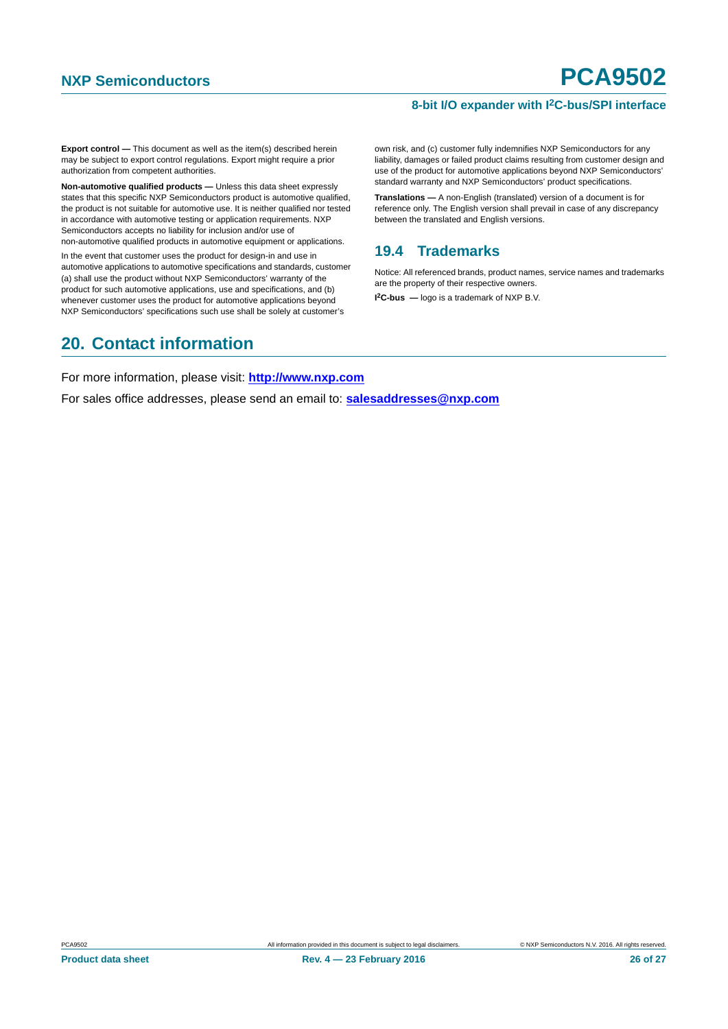**Export control —** This document as well as the item(s) described herein may be subject to export control regulations. Export might require a prior authorization from competent authorities.

**Non-automotive qualified products —** Unless this data sheet expressly states that this specific NXP Semiconductors product is automotive qualified, the product is not suitable for automotive use. It is neither qualified nor tested in accordance with automotive testing or application requirements. NXP Semiconductors accepts no liability for inclusion and/or use of non-automotive qualified products in automotive equipment or applications.

In the event that customer uses the product for design-in and use in automotive applications to automotive specifications and standards, customer (a) shall use the product without NXP Semiconductors' warranty of the product for such automotive applications, use and specifications, and (b) whenever customer uses the product for automotive applications beyond NXP Semiconductors' specifications such use shall be solely at customer's own risk, and (c) customer fully indemnifies NXP Semiconductors for any liability, damages or failed product claims resulting from customer design and use of the product for automotive applications beyond NXP Semiconductors' standard warranty and NXP Semiconductors' product specifications.

**Translations —** A non-English (translated) version of a document is for reference only. The English version shall prevail in case of any discrepancy between the translated and English versions.

### 19.4 Trademarks

Notice: All referenced brands, product names, service names and trademarks are the property of their respective owners.

**I²C-bus —** logo is a trademark of NXP B.V.

## 20. Contact information

For more information, please visit: **http://www.nxp.com**

For sales office addresses, please send an email to: **salesaddresses@nxp.com**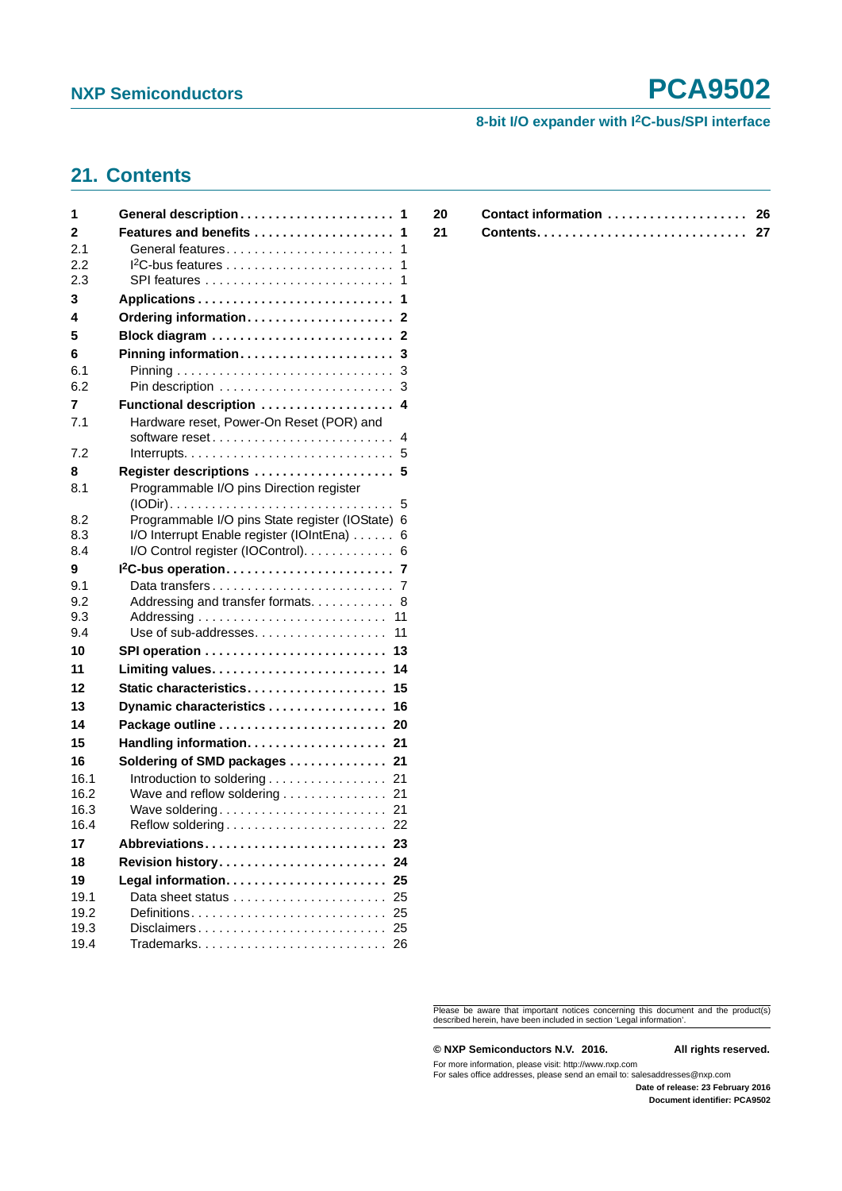## 21. Contents

| | | |
|---|---|---|
| **1** | **General description** | **1** |
| **2** | **Features and benefits** | **1** |
| 2.1 | General features | 1 |
| 2.2 | I2C-bus features | 1 |
| 2.3 | SPI features | 1 |
| **3** | **Applications** | **1** |
| **4** | **Ordering information** | **2** |
| **5** | **Block diagram** | **2** |
| **6** | **Pinning information** | **3** |
| 6.1 | Pinning | 3 |
| 6.2 | Pin description | 3 |
| **7** | **Functional description** | **4** |
| 7.1 | Hardware reset, Power-On Reset (POR) and software reset | 4 |
| 7.2 | Interrupts | 5 |
| **8** | **Register descriptions** | **5** |
| 8.1 | Programmable I/O pins Direction register (IODir) | 5 |
| 8.2 | Programmable I/O pins State register (IOState) | 6 |
| 8.3 | I/O Interrupt Enable register (IOIntEna) | 6 |
| 8.4 | I/O Control register (IOControl) | 6 |
| **9** | **I2C-bus operation** | **7** |
| 9.1 | Data transfers | 7 |
| 9.2 | Addressing and transfer formats | 8 |
| 9.3 | Addressing | 11 |
| 9.4 | Use of sub-addresses | 11 |
| **10** | **SPI operation** | **13** |
| **11** | **Limiting values** | **14** |
| **12** | **Static characteristics** | **15** |
| **13** | **Dynamic characteristics** | **16** |
| **14** | **Package outline** | **20** |
| **15** | **Handling information** | **21** |
| **16** | **Soldering of SMD packages** | **21** |
| 16.1 | Introduction to soldering | 21 |
| 16.2 | Wave and reflow soldering | 21 |
| 16.3 | Wave soldering | 21 |
| 16.4 | Reflow soldering | 22 |
| **17** | **Abbreviations** | **23** |
| **18** | **Revision history** | **24** |
| **19** | **Legal information** | **25** |
| 19.1 | Data sheet status | 25 |
| 19.2 | Definitions | 25 |
| 19.3 | Disclaimers | 25 |
| 19.4 | Trademarks | 26 |
| **20** | **Contact information** | **26** |
| **21** | **Contents** | **27** |

Please be aware that important notices concerning this document and the product(s) described herein, have been included in section 'Legal information'.

**© NXP Semiconductors N.V. 2016. All rights reserved.**

For more information, please visit: http://www.nxp.com
For sales office addresses, please send an email to: salesaddresses@nxp.com

**Date of release: 23 February 2016**
**Document identifier: PCA9502**